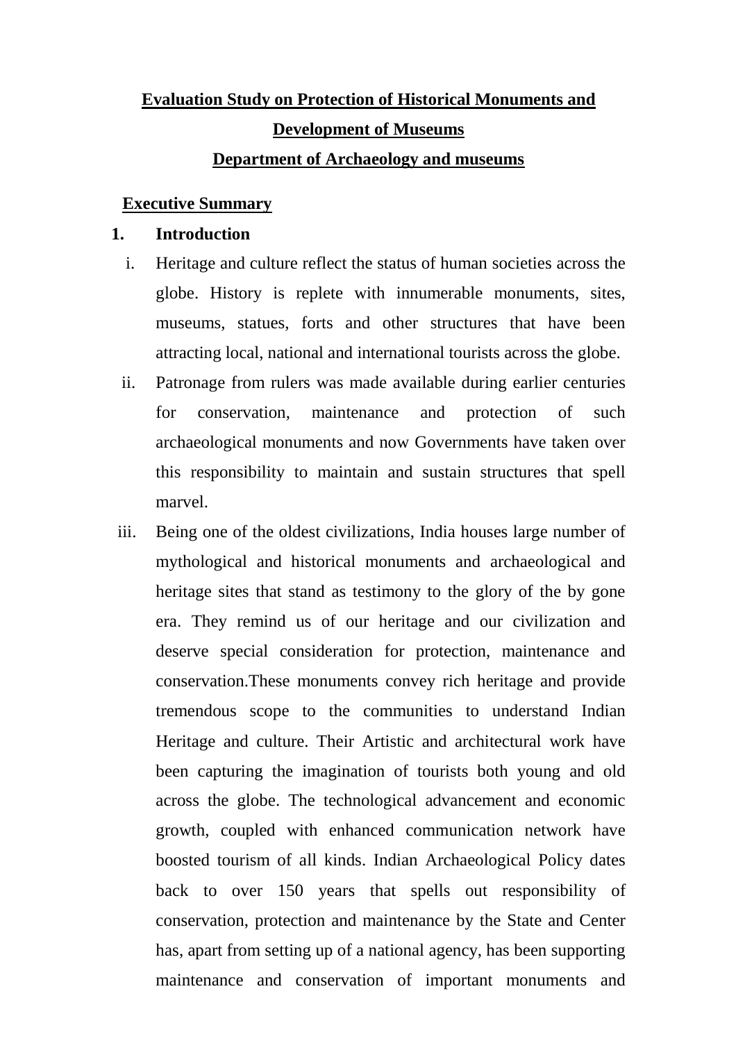# Evaluation Study on Protection of Historical Monuments and Development of Museums

## Department of Archaeology and museums

### Executive Summary

**1. Introduction**

i. Heritage and culture reflect the status of human societies across the globe. History is replete with innumerable monuments, sites, museums, statues, forts and other structures that have been attracting local, national and international tourists across the globe.

ii. Patronage from rulers was made available during earlier centuries for conservation, maintenance and protection of such archaeological monuments and now Governments have taken over this responsibility to maintain and sustain structures that spell marvel.

iii. Being one of the oldest civilizations, India houses large number of mythological and historical monuments and archaeological and heritage sites that stand as testimony to the glory of the by gone era. They remind us of our heritage and our civilization and deserve special consideration for protection, maintenance and conservation.These monuments convey rich heritage and provide tremendous scope to the communities to understand Indian Heritage and culture. Their Artistic and architectural work have been capturing the imagination of tourists both young and old across the globe. The technological advancement and economic growth, coupled with enhanced communication network have boosted tourism of all kinds. Indian Archaeological Policy dates back to over 150 years that spells out responsibility of conservation, protection and maintenance by the State and Center has, apart from setting up of a national agency, has been supporting maintenance and conservation of important monuments and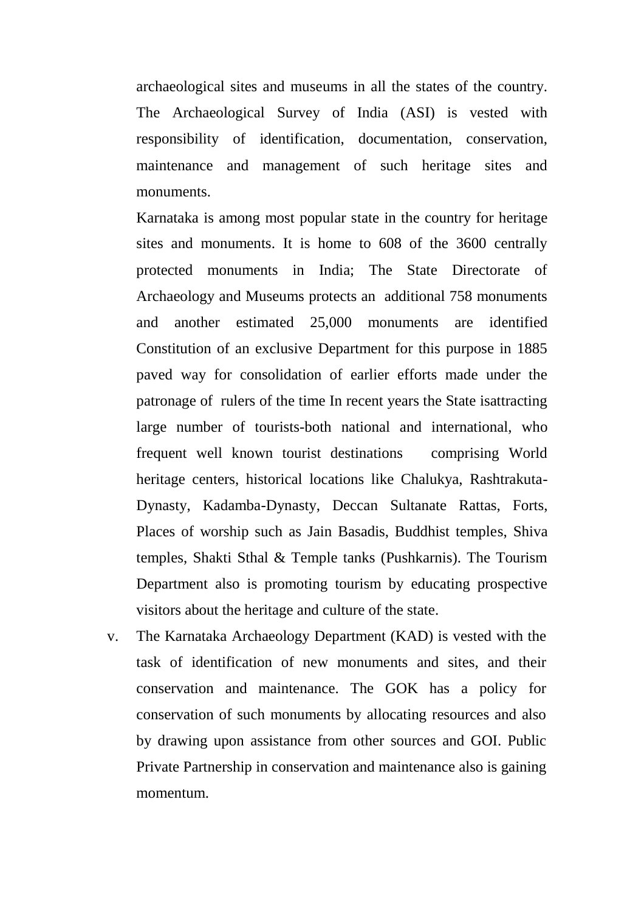archaeological sites and museums in all the states of the country. The Archaeological Survey of India (ASI) is vested with responsibility of identification, documentation, conservation, maintenance and management of such heritage sites and monuments.

Karnataka is among most popular state in the country for heritage sites and monuments. It is home to 608 of the 3600 centrally protected monuments in India; The State Directorate of Archaeology and Museums protects an additional 758 monuments and another estimated 25,000 monuments are identified Constitution of an exclusive Department for this purpose in 1885 paved way for consolidation of earlier efforts made under the patronage of rulers of the time In recent years the State isattracting large number of tourists-both national and international, who frequent well known tourist destinations comprising World heritage centers, historical locations like Chalukya, Rashtrakuta-Dynasty, Kadamba-Dynasty, Deccan Sultanate Rattas, Forts, Places of worship such as Jain Basadis, Buddhist temples, Shiva temples, Shakti Sthal & Temple tanks (Pushkarnis). The Tourism Department also is promoting tourism by educating prospective visitors about the heritage and culture of the state.

v. The Karnataka Archaeology Department (KAD) is vested with the task of identification of new monuments and sites, and their conservation and maintenance. The GOK has a policy for conservation of such monuments by allocating resources and also by drawing upon assistance from other sources and GOI. Public Private Partnership in conservation and maintenance also is gaining momentum.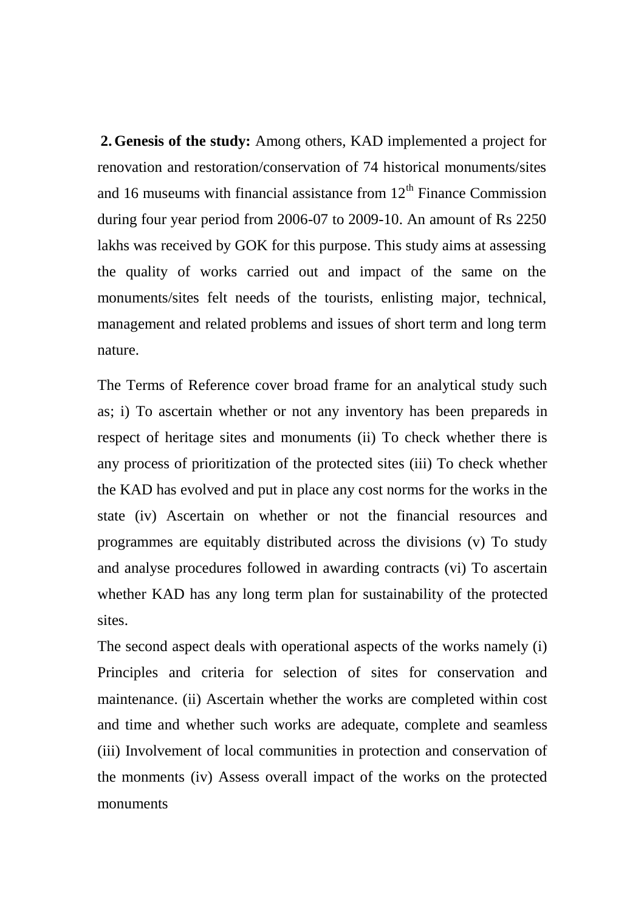**2. Genesis of the study:** Among others, KAD implemented a project for renovation and restoration/conservation of 74 historical monuments/sites and 16 museums with financial assistance from 12th Finance Commission during four year period from 2006-07 to 2009-10. An amount of Rs 2250 lakhs was received by GOK for this purpose. This study aims at assessing the quality of works carried out and impact of the same on the monuments/sites felt needs of the tourists, enlisting major, technical, management and related problems and issues of short term and long term nature.

The Terms of Reference cover broad frame for an analytical study such as; i) To ascertain whether or not any inventory has been prepareds in respect of heritage sites and monuments (ii) To check whether there is any process of prioritization of the protected sites (iii) To check whether the KAD has evolved and put in place any cost norms for the works in the state (iv) Ascertain on whether or not the financial resources and programmes are equitably distributed across the divisions (v) To study and analyse procedures followed in awarding contracts (vi) To ascertain whether KAD has any long term plan for sustainability of the protected sites.

The second aspect deals with operational aspects of the works namely (i) Principles and criteria for selection of sites for conservation and maintenance. (ii) Ascertain whether the works are completed within cost and time and whether such works are adequate, complete and seamless (iii) Involvement of local communities in protection and conservation of the monments (iv) Assess overall impact of the works on the protected monuments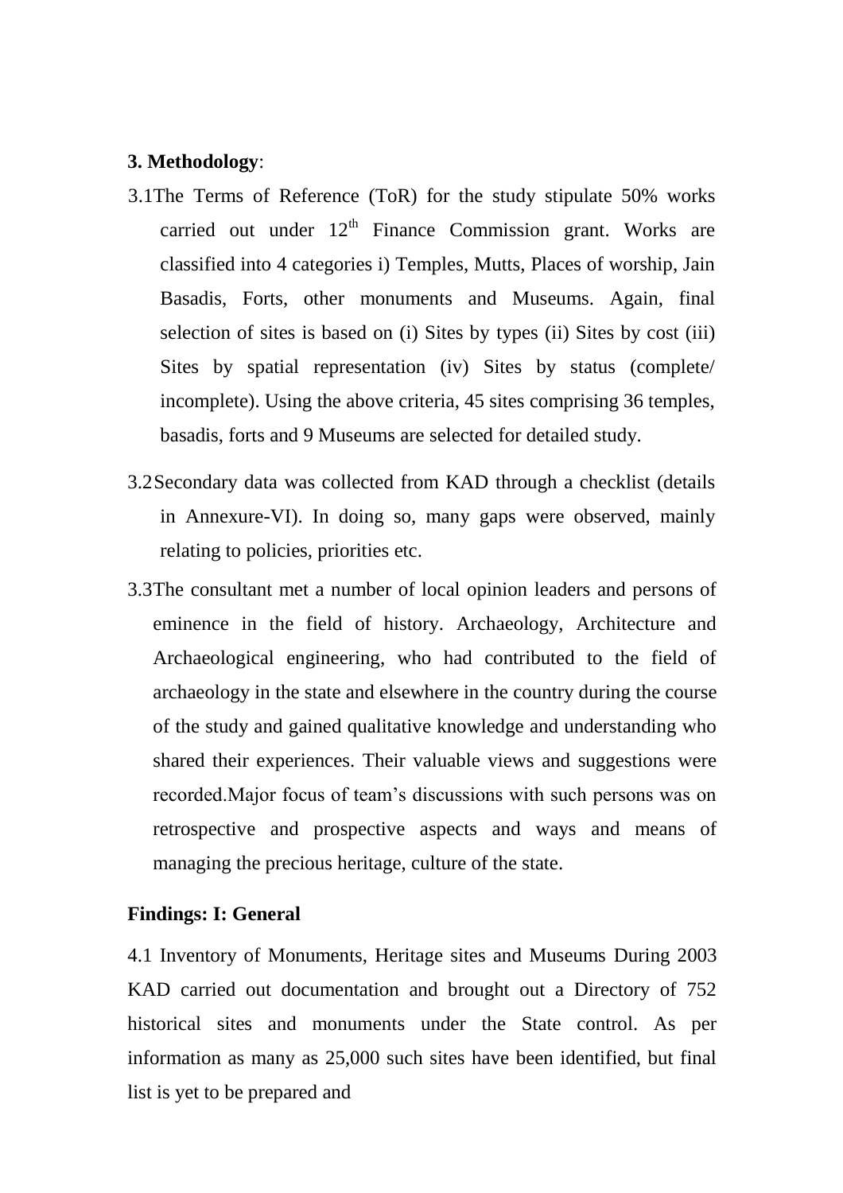**3. Methodology**:

3.1 The Terms of Reference (ToR) for the study stipulate 50% works carried out under 12th Finance Commission grant. Works are classified into 4 categories i) Temples, Mutts, Places of worship, Jain Basadis, Forts, other monuments and Museums. Again, final selection of sites is based on (i) Sites by types (ii) Sites by cost (iii) Sites by spatial representation (iv) Sites by status (complete/ incomplete). Using the above criteria, 45 sites comprising 36 temples, basadis, forts and 9 Museums are selected for detailed study.

3.2 Secondary data was collected from KAD through a checklist (details in Annexure-VI). In doing so, many gaps were observed, mainly relating to policies, priorities etc.

3.3 The consultant met a number of local opinion leaders and persons of eminence in the field of history. Archaeology, Architecture and Archaeological engineering, who had contributed to the field of archaeology in the state and elsewhere in the country during the course of the study and gained qualitative knowledge and understanding who shared their experiences. Their valuable views and suggestions were recorded.Major focus of team's discussions with such persons was on retrospective and prospective aspects and ways and means of managing the precious heritage, culture of the state.

**Findings: I: General**

4.1 Inventory of Monuments, Heritage sites and Museums During 2003 KAD carried out documentation and brought out a Directory of 752 historical sites and monuments under the State control. As per information as many as 25,000 such sites have been identified, but final list is yet to be prepared and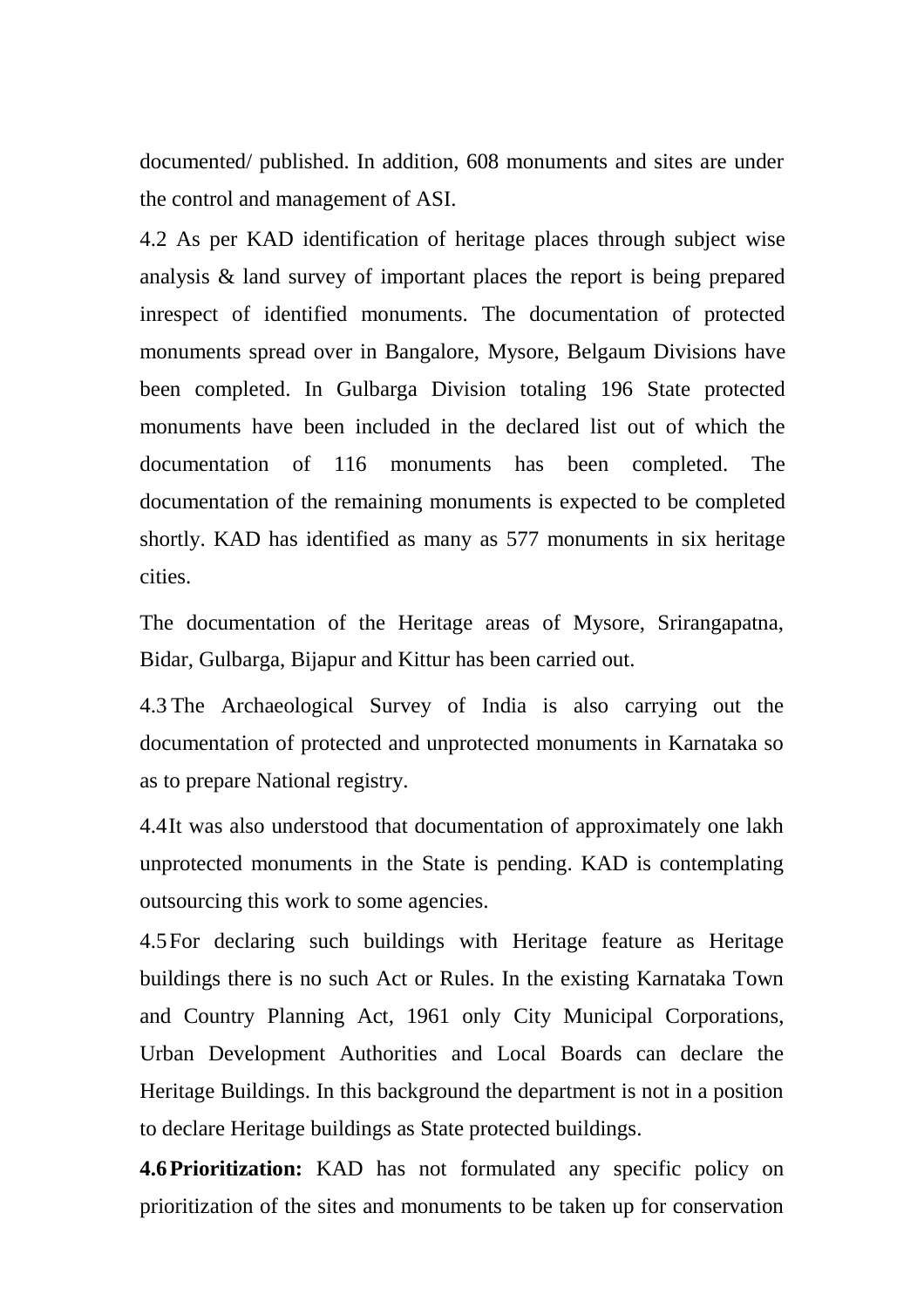documented/ published. In addition, 608 monuments and sites are under the control and management of ASI.

4.2 As per KAD identification of heritage places through subject wise analysis & land survey of important places the report is being prepared inrespect of identified monuments. The documentation of protected monuments spread over in Bangalore, Mysore, Belgaum Divisions have been completed. In Gulbarga Division totaling 196 State protected monuments have been included in the declared list out of which the documentation of 116 monuments has been completed. The documentation of the remaining monuments is expected to be completed shortly. KAD has identified as many as 577 monuments in six heritage cities.

The documentation of the Heritage areas of Mysore, Srirangapatna, Bidar, Gulbarga, Bijapur and Kittur has been carried out.

4.3 The Archaeological Survey of India is also carrying out the documentation of protected and unprotected monuments in Karnataka so as to prepare National registry.

4.4 It was also understood that documentation of approximately one lakh unprotected monuments in the State is pending. KAD is contemplating outsourcing this work to some agencies.

4.5 For declaring such buildings with Heritage feature as Heritage buildings there is no such Act or Rules. In the existing Karnataka Town and Country Planning Act, 1961 only City Municipal Corporations, Urban Development Authorities and Local Boards can declare the Heritage Buildings. In this background the department is not in a position to declare Heritage buildings as State protected buildings.

**4.6 Prioritization:** KAD has not formulated any specific policy on prioritization of the sites and monuments to be taken up for conservation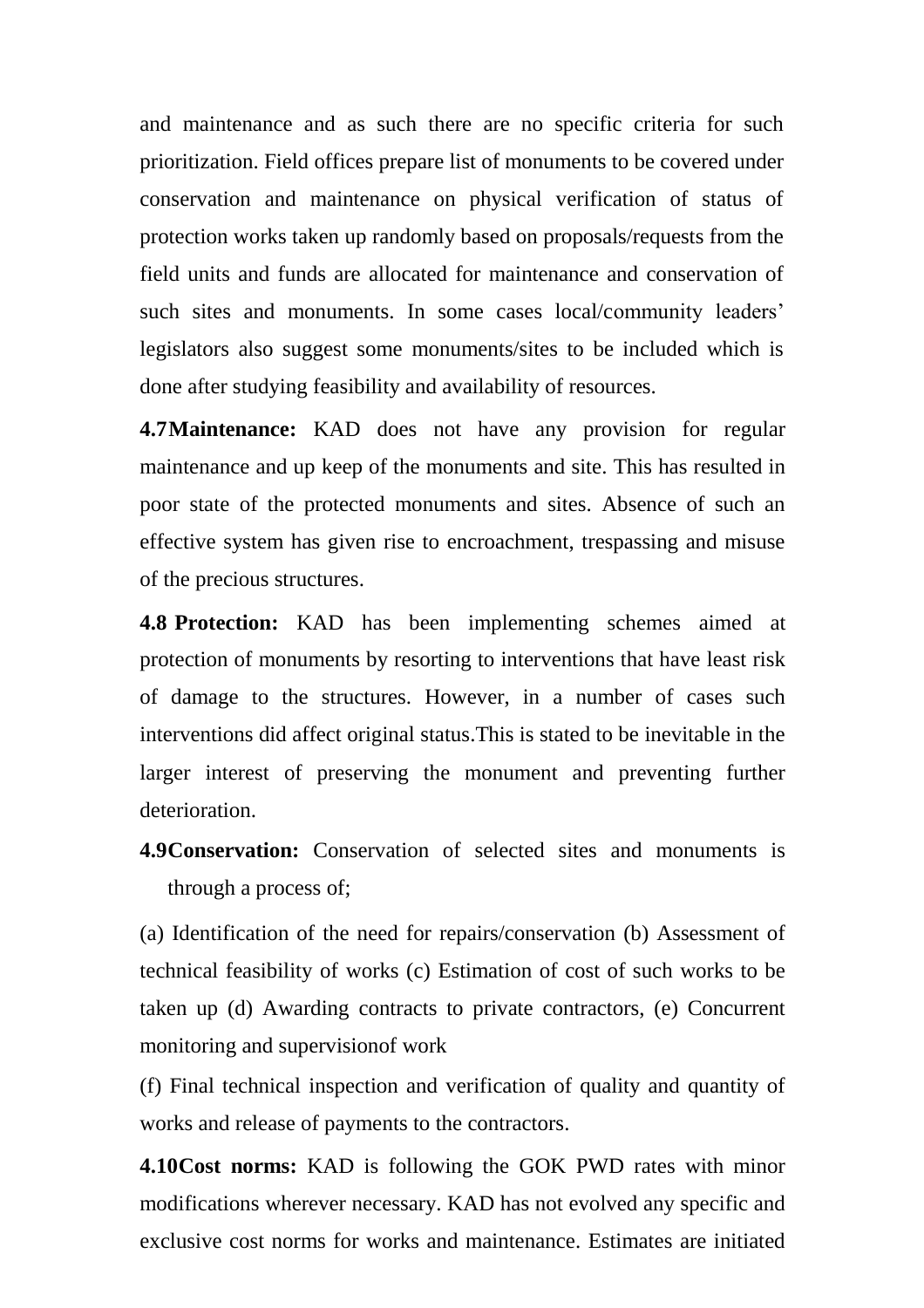and maintenance and as such there are no specific criteria for such prioritization. Field offices prepare list of monuments to be covered under conservation and maintenance on physical verification of status of protection works taken up randomly based on proposals/requests from the field units and funds are allocated for maintenance and conservation of such sites and monuments. In some cases local/community leaders' legislators also suggest some monuments/sites to be included which is done after studying feasibility and availability of resources.

**4.7Maintenance:** KAD does not have any provision for regular maintenance and up keep of the monuments and site. This has resulted in poor state of the protected monuments and sites. Absence of such an effective system has given rise to encroachment, trespassing and misuse of the precious structures.

**4.8 Protection:** KAD has been implementing schemes aimed at protection of monuments by resorting to interventions that have least risk of damage to the structures. However, in a number of cases such interventions did affect original status.This is stated to be inevitable in the larger interest of preserving the monument and preventing further deterioration.

**4.9Conservation:** Conservation of selected sites and monuments is through a process of;

(a) Identification of the need for repairs/conservation (b) Assessment of technical feasibility of works (c) Estimation of cost of such works to be taken up (d) Awarding contracts to private contractors, (e) Concurrent monitoring and supervisionof work

(f) Final technical inspection and verification of quality and quantity of works and release of payments to the contractors.

**4.10Cost norms:** KAD is following the GOK PWD rates with minor modifications wherever necessary. KAD has not evolved any specific and exclusive cost norms for works and maintenance. Estimates are initiated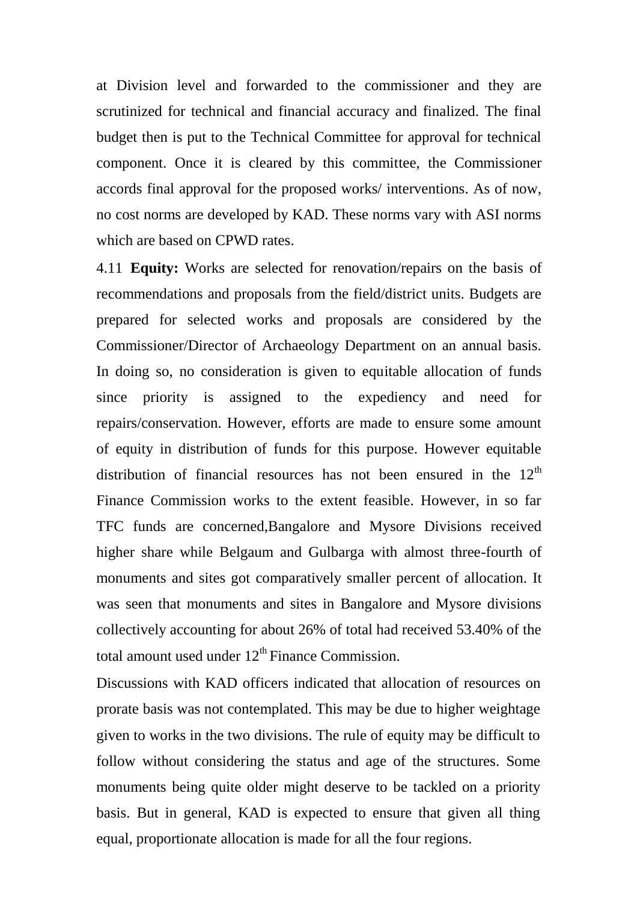at Division level and forwarded to the commissioner and they are scrutinized for technical and financial accuracy and finalized. The final budget then is put to the Technical Committee for approval for technical component. Once it is cleared by this committee, the Commissioner accords final approval for the proposed works/ interventions. As of now, no cost norms are developed by KAD. These norms vary with ASI norms which are based on CPWD rates.

4.11 **Equity:** Works are selected for renovation/repairs on the basis of recommendations and proposals from the field/district units. Budgets are prepared for selected works and proposals are considered by the Commissioner/Director of Archaeology Department on an annual basis. In doing so, no consideration is given to equitable allocation of funds since priority is assigned to the expediency and need for repairs/conservation. However, efforts are made to ensure some amount of equity in distribution of funds for this purpose. However equitable distribution of financial resources has not been ensured in the 12th Finance Commission works to the extent feasible. However, in so far TFC funds are concerned,Bangalore and Mysore Divisions received higher share while Belgaum and Gulbarga with almost three-fourth of monuments and sites got comparatively smaller percent of allocation. It was seen that monuments and sites in Bangalore and Mysore divisions collectively accounting for about 26% of total had received 53.40% of the total amount used under 12th Finance Commission.

Discussions with KAD officers indicated that allocation of resources on prorate basis was not contemplated. This may be due to higher weightage given to works in the two divisions. The rule of equity may be difficult to follow without considering the status and age of the structures. Some monuments being quite older might deserve to be tackled on a priority basis. But in general, KAD is expected to ensure that given all thing equal, proportionate allocation is made for all the four regions.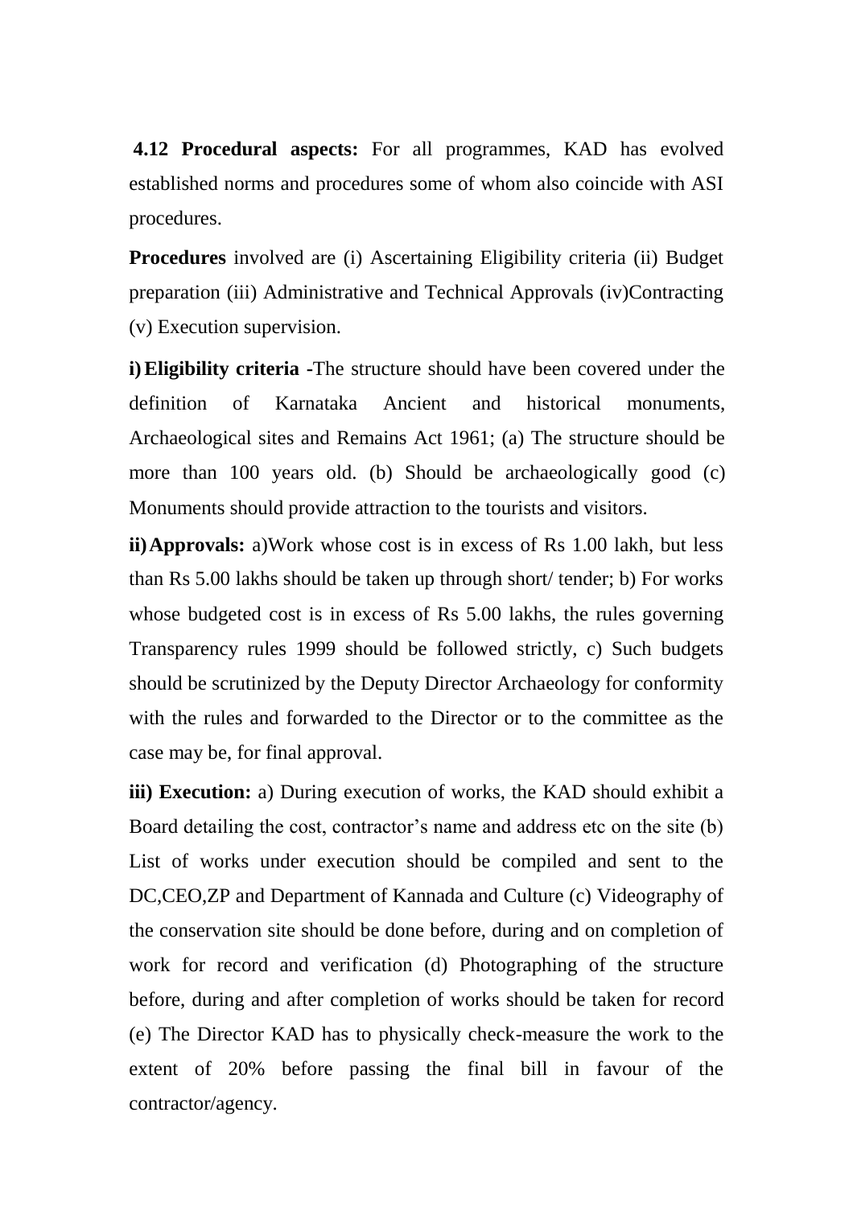**4.12 Procedural aspects:** For all programmes, KAD has evolved established norms and procedures some of whom also coincide with ASI procedures.

**Procedures** involved are (i) Ascertaining Eligibility criteria (ii) Budget preparation (iii) Administrative and Technical Approvals (iv)Contracting (v) Execution supervision.

**i) Eligibility criteria** -The structure should have been covered under the definition of Karnataka Ancient and historical monuments, Archaeological sites and Remains Act 1961; (a) The structure should be more than 100 years old. (b) Should be archaeologically good (c) Monuments should provide attraction to the tourists and visitors.

**ii) Approvals:** a)Work whose cost is in excess of Rs 1.00 lakh, but less than Rs 5.00 lakhs should be taken up through short/ tender; b) For works whose budgeted cost is in excess of Rs 5.00 lakhs, the rules governing Transparency rules 1999 should be followed strictly, c) Such budgets should be scrutinized by the Deputy Director Archaeology for conformity with the rules and forwarded to the Director or to the committee as the case may be, for final approval.

**iii) Execution:** a) During execution of works, the KAD should exhibit a Board detailing the cost, contractor's name and address etc on the site (b) List of works under execution should be compiled and sent to the DC,CEO,ZP and Department of Kannada and Culture (c) Videography of the conservation site should be done before, during and on completion of work for record and verification (d) Photographing of the structure before, during and after completion of works should be taken for record (e) The Director KAD has to physically check-measure the work to the extent of 20% before passing the final bill in favour of the contractor/agency.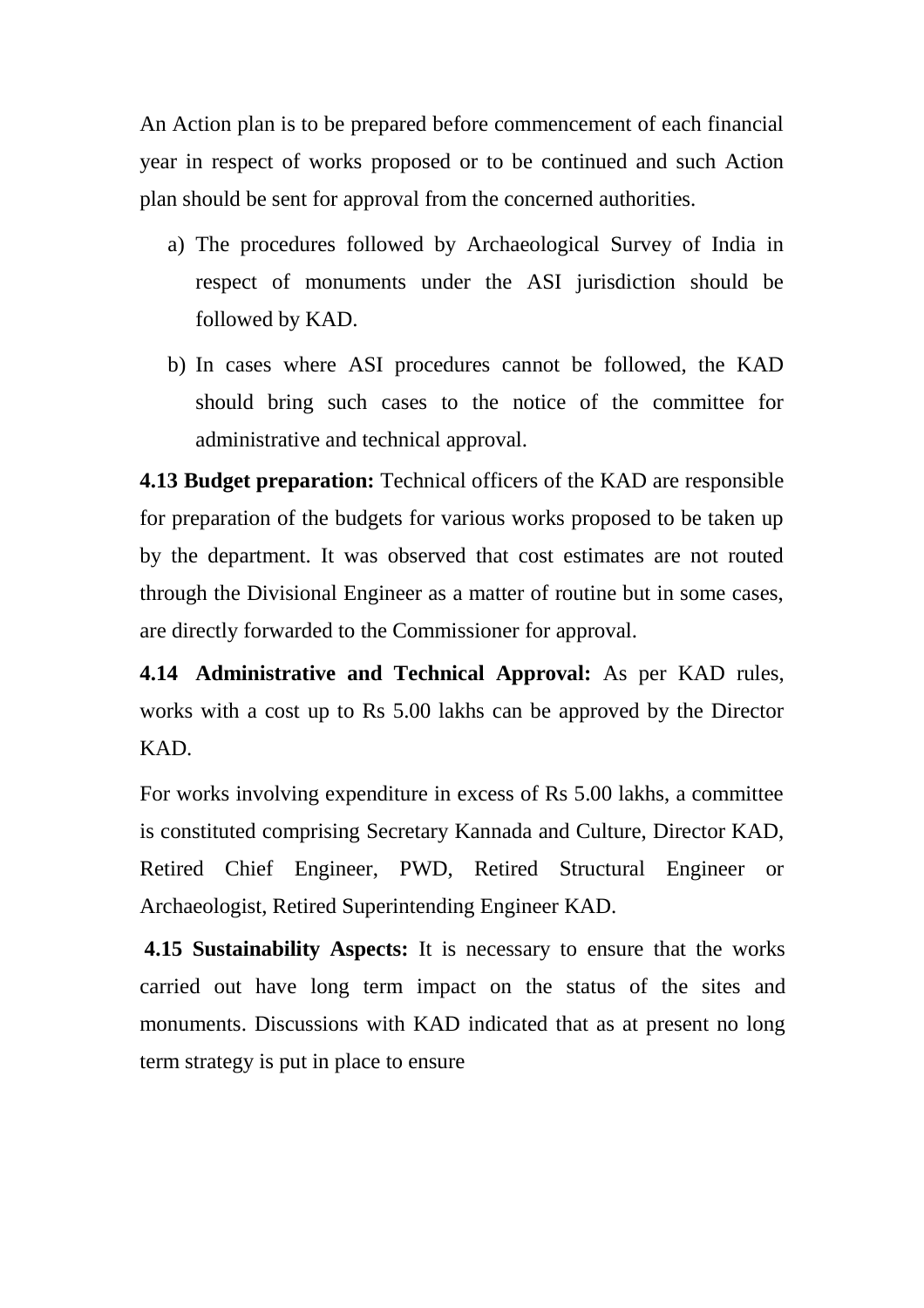An Action plan is to be prepared before commencement of each financial year in respect of works proposed or to be continued and such Action plan should be sent for approval from the concerned authorities.

a) The procedures followed by Archaeological Survey of India in respect of monuments under the ASI jurisdiction should be followed by KAD.
b) In cases where ASI procedures cannot be followed, the KAD should bring such cases to the notice of the committee for administrative and technical approval.

**4.13 Budget preparation:** Technical officers of the KAD are responsible for preparation of the budgets for various works proposed to be taken up by the department. It was observed that cost estimates are not routed through the Divisional Engineer as a matter of routine but in some cases, are directly forwarded to the Commissioner for approval.

**4.14 Administrative and Technical Approval:** As per KAD rules, works with a cost up to Rs 5.00 lakhs can be approved by the Director KAD.

For works involving expenditure in excess of Rs 5.00 lakhs, a committee is constituted comprising Secretary Kannada and Culture, Director KAD, Retired Chief Engineer, PWD, Retired Structural Engineer or Archaeologist, Retired Superintending Engineer KAD.

**4.15 Sustainability Aspects:** It is necessary to ensure that the works carried out have long term impact on the status of the sites and monuments. Discussions with KAD indicated that as at present no long term strategy is put in place to ensure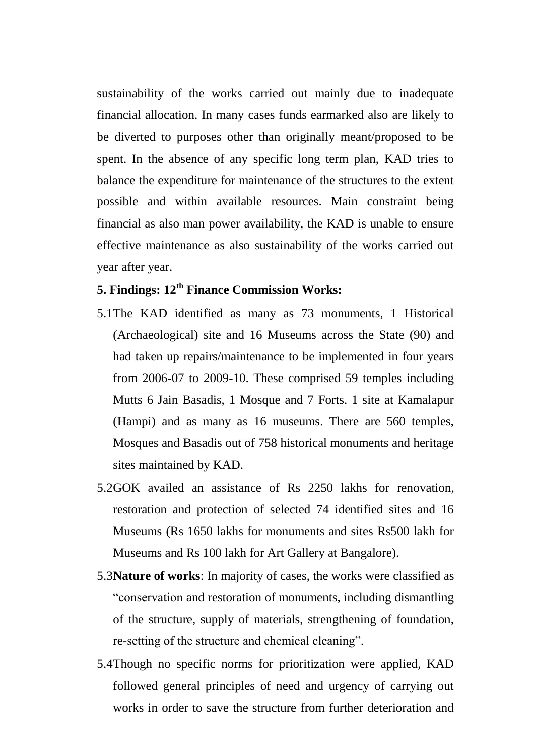sustainability of the works carried out mainly due to inadequate financial allocation. In many cases funds earmarked also are likely to be diverted to purposes other than originally meant/proposed to be spent. In the absence of any specific long term plan, KAD tries to balance the expenditure for maintenance of the structures to the extent possible and within available resources. Main constraint being financial as also man power availability, the KAD is unable to ensure effective maintenance as also sustainability of the works carried out year after year.

## 5. Findings: 12th Finance Commission Works:

5.1 The KAD identified as many as 73 monuments, 1 Historical (Archaeological) site and 16 Museums across the State (90) and had taken up repairs/maintenance to be implemented in four years from 2006-07 to 2009-10. These comprised 59 temples including Mutts 6 Jain Basadis, 1 Mosque and 7 Forts. 1 site at Kamalapur (Hampi) and as many as 16 museums. There are 560 temples, Mosques and Basadis out of 758 historical monuments and heritage sites maintained by KAD.

5.2 GOK availed an assistance of Rs 2250 lakhs for renovation, restoration and protection of selected 74 identified sites and 16 Museums (Rs 1650 lakhs for monuments and sites Rs500 lakh for Museums and Rs 100 lakh for Art Gallery at Bangalore).

5.3 **Nature of works**: In majority of cases, the works were classified as "conservation and restoration of monuments, including dismantling of the structure, supply of materials, strengthening of foundation, re-setting of the structure and chemical cleaning".

5.4 Though no specific norms for prioritization were applied, KAD followed general principles of need and urgency of carrying out works in order to save the structure from further deterioration and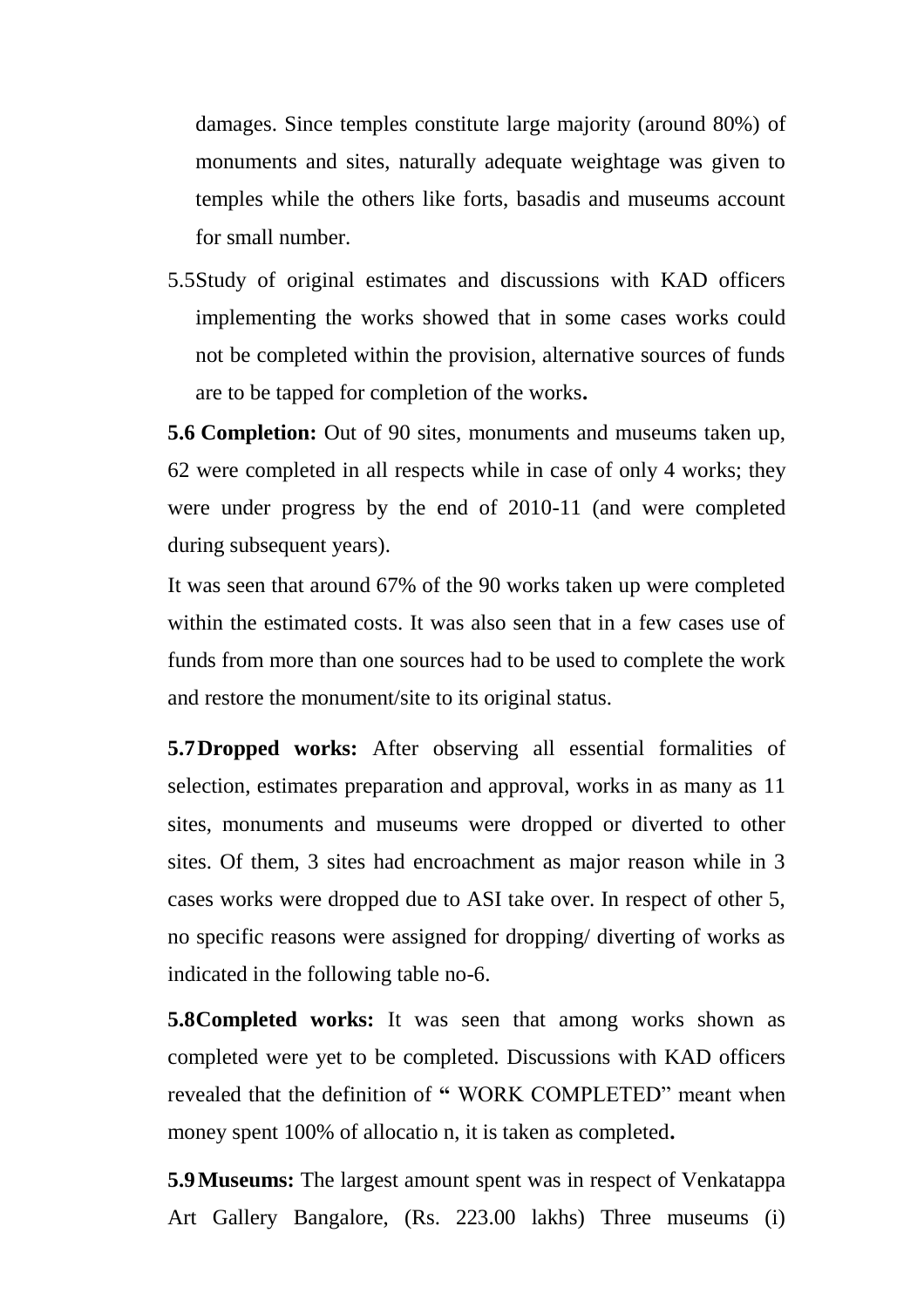damages. Since temples constitute large majority (around 80%) of monuments and sites, naturally adequate weightage was given to temples while the others like forts, basadis and museums account for small number.

5.5 Study of original estimates and discussions with KAD officers implementing the works showed that in some cases works could not be completed within the provision, alternative sources of funds are to be tapped for completion of the works**.**

**5.6 Completion:** Out of 90 sites, monuments and museums taken up, 62 were completed in all respects while in case of only 4 works; they were under progress by the end of 2010-11 (and were completed during subsequent years).

It was seen that around 67% of the 90 works taken up were completed within the estimated costs. It was also seen that in a few cases use of funds from more than one sources had to be used to complete the work and restore the monument/site to its original status.

**5.7 Dropped works:** After observing all essential formalities of selection, estimates preparation and approval, works in as many as 11 sites, monuments and museums were dropped or diverted to other sites. Of them, 3 sites had encroachment as major reason while in 3 cases works were dropped due to ASI take over. In respect of other 5, no specific reasons were assigned for dropping/ diverting of works as indicated in the following table no-6.

**5.8 Completed works:** It was seen that among works shown as completed were yet to be completed. Discussions with KAD officers revealed that the definition of **"** WORK COMPLETED" meant when money spent 100% of allocatio n, it is taken as completed**.**

**5.9 Museums:** The largest amount spent was in respect of Venkatappa Art Gallery Bangalore, (Rs. 223.00 lakhs) Three museums (i)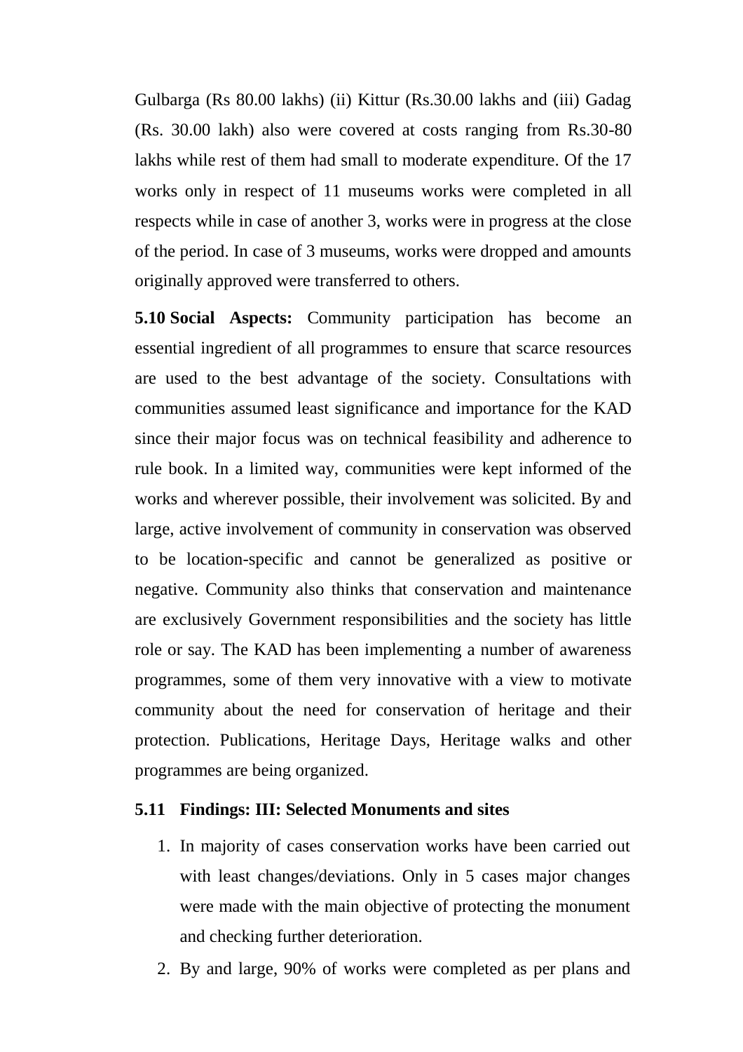Gulbarga (Rs 80.00 lakhs) (ii) Kittur (Rs.30.00 lakhs and (iii) Gadag (Rs. 30.00 lakh) also were covered at costs ranging from Rs.30-80 lakhs while rest of them had small to moderate expenditure. Of the 17 works only in respect of 11 museums works were completed in all respects while in case of another 3, works were in progress at the close of the period. In case of 3 museums, works were dropped and amounts originally approved were transferred to others.

**5.10 Social Aspects:** Community participation has become an essential ingredient of all programmes to ensure that scarce resources are used to the best advantage of the society. Consultations with communities assumed least significance and importance for the KAD since their major focus was on technical feasibility and adherence to rule book. In a limited way, communities were kept informed of the works and wherever possible, their involvement was solicited. By and large, active involvement of community in conservation was observed to be location-specific and cannot be generalized as positive or negative. Community also thinks that conservation and maintenance are exclusively Government responsibilities and the society has little role or say. The KAD has been implementing a number of awareness programmes, some of them very innovative with a view to motivate community about the need for conservation of heritage and their protection. Publications, Heritage Days, Heritage walks and other programmes are being organized.

### 5.11 Findings: III: Selected Monuments and sites

1. In majority of cases conservation works have been carried out with least changes/deviations. Only in 5 cases major changes were made with the main objective of protecting the monument and checking further deterioration.
2. By and large, 90% of works were completed as per plans and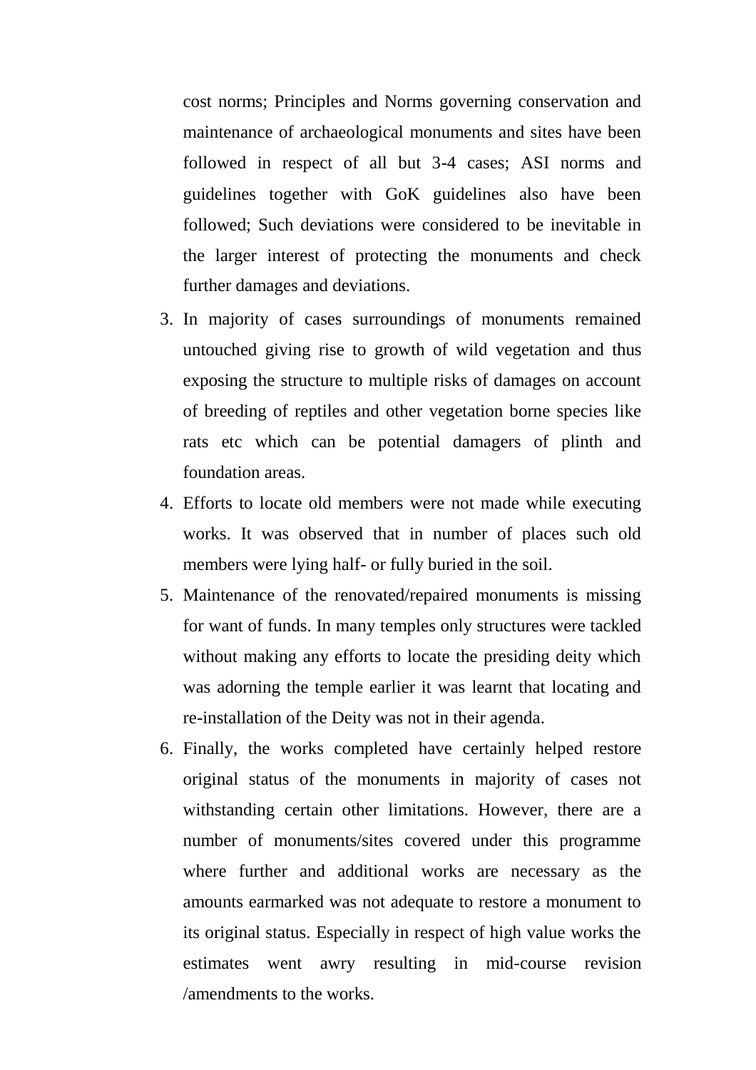cost norms; Principles and Norms governing conservation and maintenance of archaeological monuments and sites have been followed in respect of all but 3-4 cases; ASI norms and guidelines together with GoK guidelines also have been followed; Such deviations were considered to be inevitable in the larger interest of protecting the monuments and check further damages and deviations.

3. In majority of cases surroundings of monuments remained untouched giving rise to growth of wild vegetation and thus exposing the structure to multiple risks of damages on account of breeding of reptiles and other vegetation borne species like rats etc which can be potential damagers of plinth and foundation areas.
4. Efforts to locate old members were not made while executing works. It was observed that in number of places such old members were lying half- or fully buried in the soil.
5. Maintenance of the renovated/repaired monuments is missing for want of funds. In many temples only structures were tackled without making any efforts to locate the presiding deity which was adorning the temple earlier it was learnt that locating and re-installation of the Deity was not in their agenda.
6. Finally, the works completed have certainly helped restore original status of the monuments in majority of cases not withstanding certain other limitations. However, there are a number of monuments/sites covered under this programme where further and additional works are necessary as the amounts earmarked was not adequate to restore a monument to its original status. Especially in respect of high value works the estimates went awry resulting in mid-course revision /amendments to the works.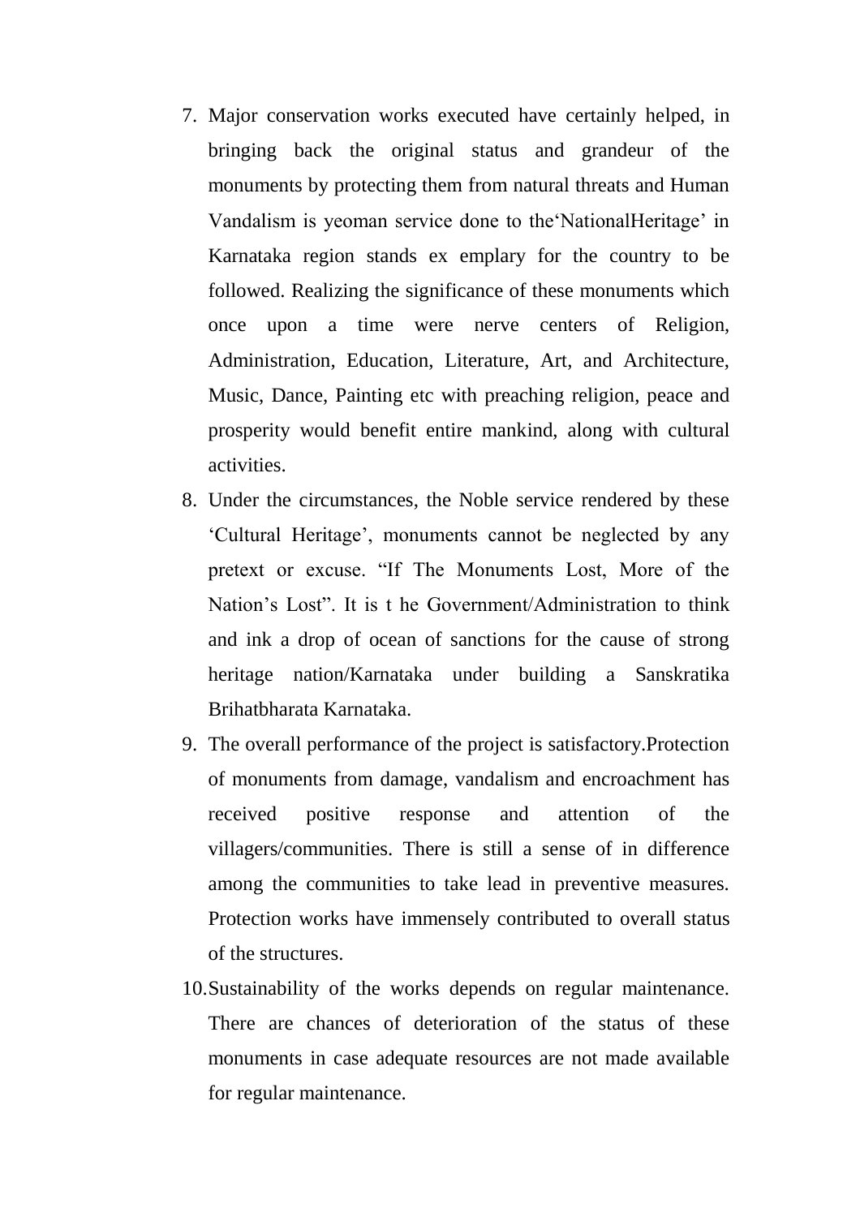7. Major conservation works executed have certainly helped, in bringing back the original status and grandeur of the monuments by protecting them from natural threats and Human Vandalism is yeoman service done to the'NationalHeritage' in Karnataka region stands ex emplary for the country to be followed. Realizing the significance of these monuments which once upon a time were nerve centers of Religion, Administration, Education, Literature, Art, and Architecture, Music, Dance, Painting etc with preaching religion, peace and prosperity would benefit entire mankind, along with cultural activities.
8. Under the circumstances, the Noble service rendered by these 'Cultural Heritage', monuments cannot be neglected by any pretext or excuse. "If The Monuments Lost, More of the Nation's Lost". It is t he Government/Administration to think and ink a drop of ocean of sanctions for the cause of strong heritage nation/Karnataka under building a Sanskratika Brihatbharata Karnataka.
9. The overall performance of the project is satisfactory.Protection of monuments from damage, vandalism and encroachment has received positive response and attention of the villagers/communities. There is still a sense of in difference among the communities to take lead in preventive measures. Protection works have immensely contributed to overall status of the structures.
10. Sustainability of the works depends on regular maintenance. There are chances of deterioration of the status of these monuments in case adequate resources are not made available for regular maintenance.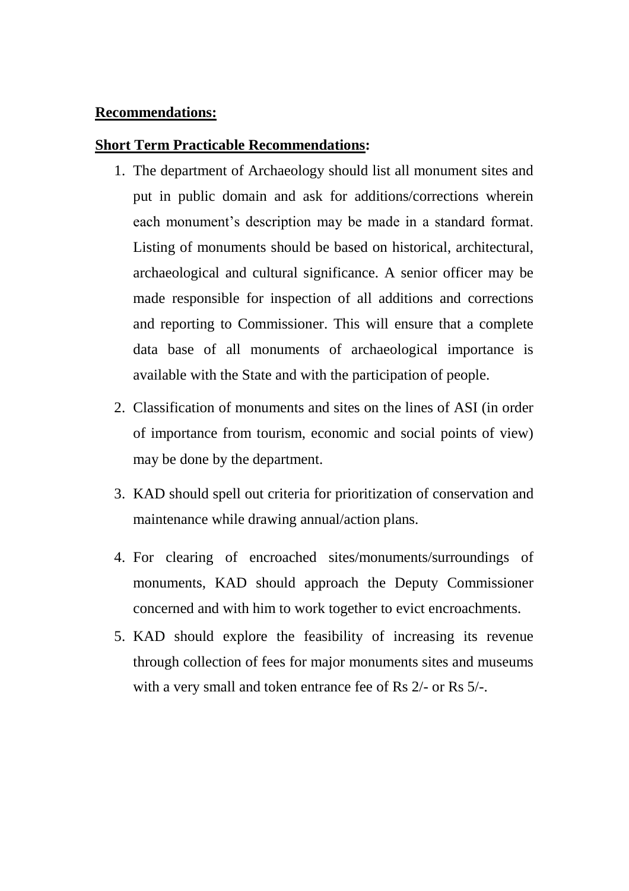**Recommendations:**

**Short Term Practicable Recommendations:**

1. The department of Archaeology should list all monument sites and put in public domain and ask for additions/corrections wherein each monument's description may be made in a standard format. Listing of monuments should be based on historical, architectural, archaeological and cultural significance. A senior officer may be made responsible for inspection of all additions and corrections and reporting to Commissioner. This will ensure that a complete data base of all monuments of archaeological importance is available with the State and with the participation of people.
2. Classification of monuments and sites on the lines of ASI (in order of importance from tourism, economic and social points of view) may be done by the department.
3. KAD should spell out criteria for prioritization of conservation and maintenance while drawing annual/action plans.
4. For clearing of encroached sites/monuments/surroundings of monuments, KAD should approach the Deputy Commissioner concerned and with him to work together to evict encroachments.
5. KAD should explore the feasibility of increasing its revenue through collection of fees for major monuments sites and museums with a very small and token entrance fee of Rs 2/- or Rs 5/-.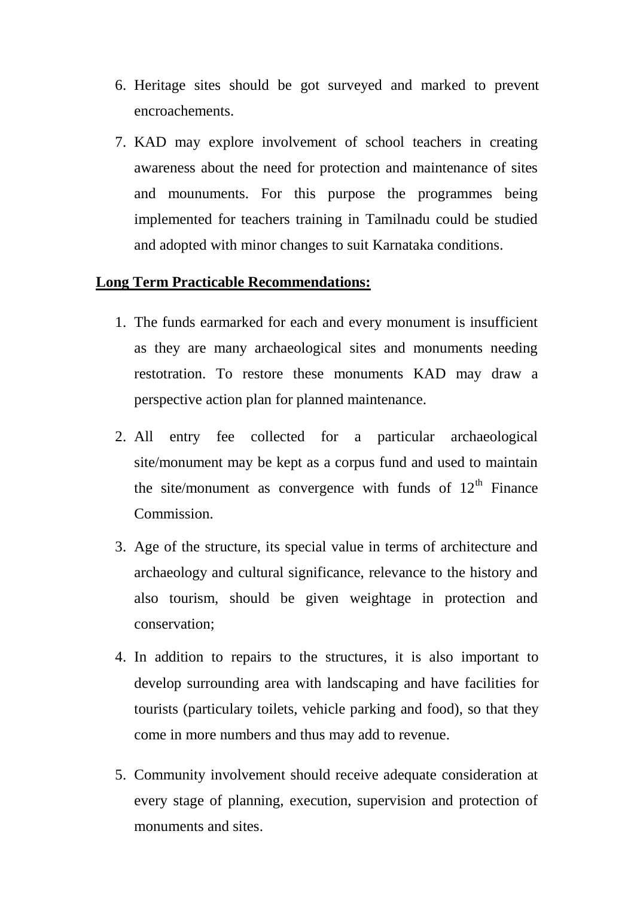6. Heritage sites should be got surveyed and marked to prevent encroachements.
7. KAD may explore involvement of school teachers in creating awareness about the need for protection and maintenance of sites and mounuments. For this purpose the programmes being implemented for teachers training in Tamilnadu could be studied and adopted with minor changes to suit Karnataka conditions.

**Long Term Practicable Recommendations:**

1. The funds earmarked for each and every monument is insufficient as they are many archaeological sites and monuments needing restotration. To restore these monuments KAD may draw a perspective action plan for planned maintenance.
2. All entry fee collected for a particular archaeological site/monument may be kept as a corpus fund and used to maintain the site/monument as convergence with funds of 12th Finance Commission.
3. Age of the structure, its special value in terms of architecture and archaeology and cultural significance, relevance to the history and also tourism, should be given weightage in protection and conservation;
4. In addition to repairs to the structures, it is also important to develop surrounding area with landscaping and have facilities for tourists (particulary toilets, vehicle parking and food), so that they come in more numbers and thus may add to revenue.
5. Community involvement should receive adequate consideration at every stage of planning, execution, supervision and protection of monuments and sites.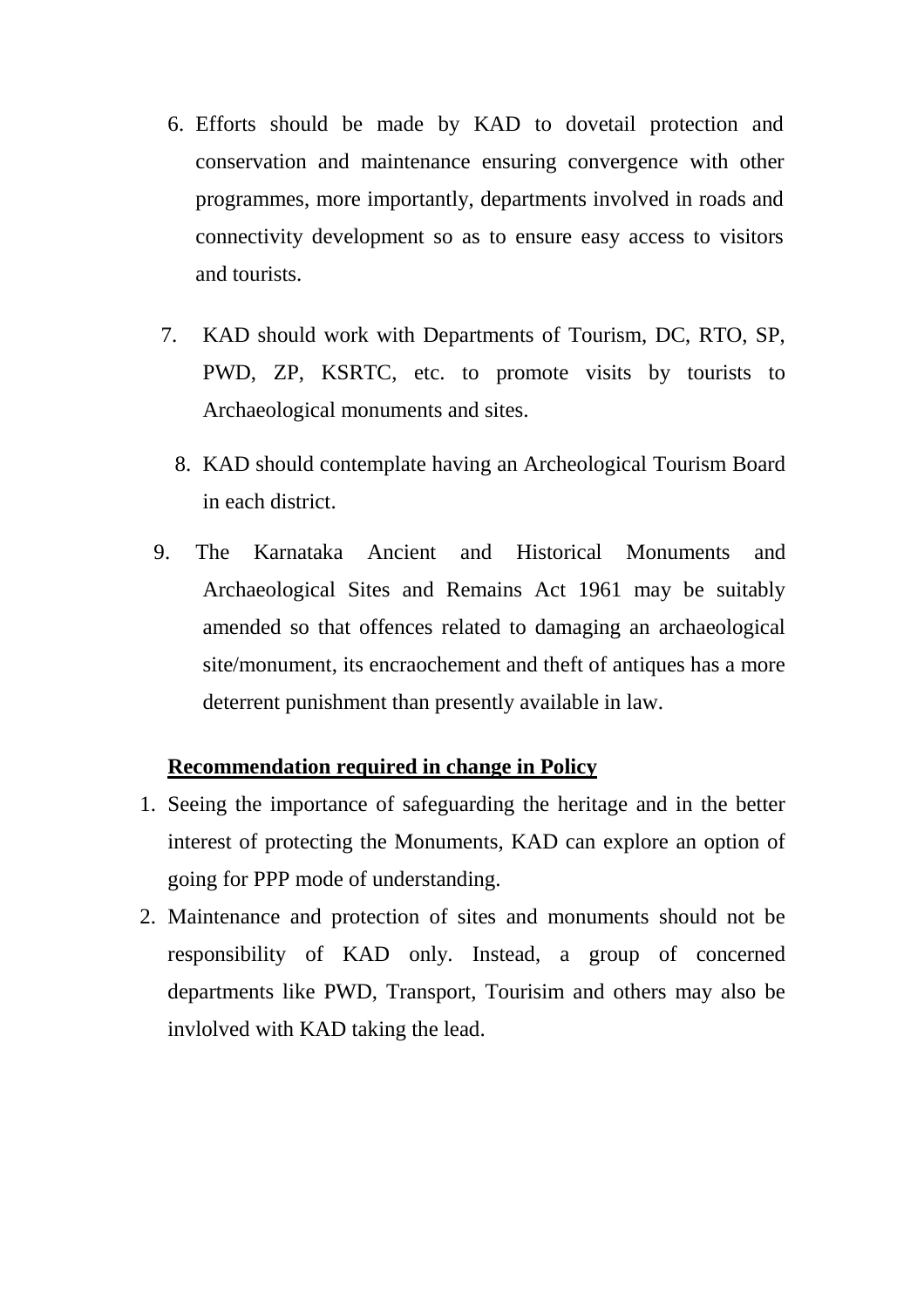6. Efforts should be made by KAD to dovetail protection and conservation and maintenance ensuring convergence with other programmes, more importantly, departments involved in roads and connectivity development so as to ensure easy access to visitors and tourists.

7. KAD should work with Departments of Tourism, DC, RTO, SP, PWD, ZP, KSRTC, etc. to promote visits by tourists to Archaeological monuments and sites.

8. KAD should contemplate having an Archeological Tourism Board in each district.

9. The Karnataka Ancient and Historical Monuments and Archaeological Sites and Remains Act 1961 may be suitably amended so that offences related to damaging an archaeological site/monument, its encraochement and theft of antiques has a more deterrent punishment than presently available in law.

**Recommendation required in change in Policy**

1. Seeing the importance of safeguarding the heritage and in the better interest of protecting the Monuments, KAD can explore an option of going for PPP mode of understanding.
2. Maintenance and protection of sites and monuments should not be responsibility of KAD only. Instead, a group of concerned departments like PWD, Transport, Tourisim and others may also be invlolved with KAD taking the lead.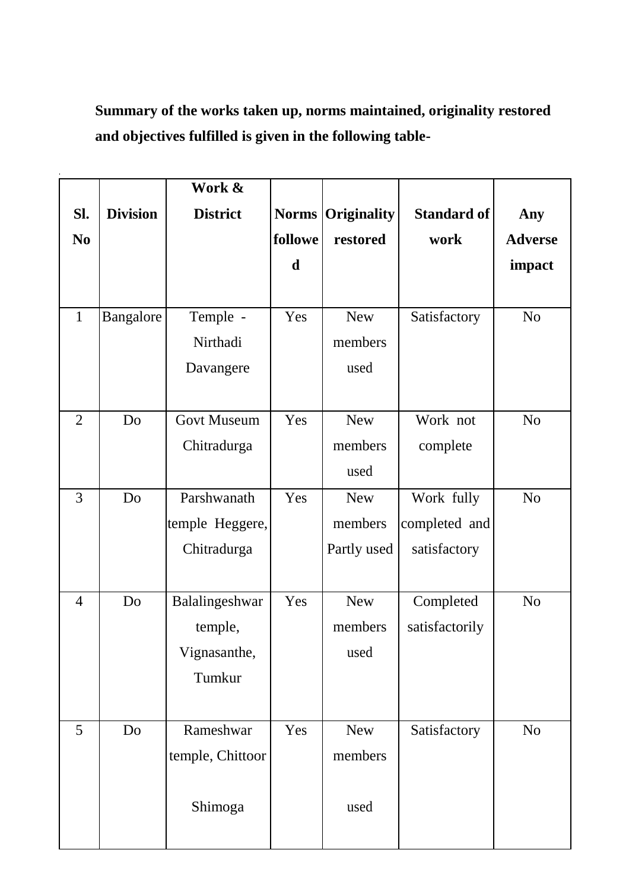**Summary of the works taken up, norms maintained, originality restored and objectives fulfilled is given in the following table-**

| Sl. No | Division | Work & District | Norms followed | Originality restored | Standard of work | Any Adverse impact |
|---|---|---|---|---|---|---|
| 1 | Bangalore | Temple - Nirthadi Davangere | Yes | New members used | Satisfactory | No |
| 2 | Do | Govt Museum Chitradurga | Yes | New members used | Work not complete | No |
| 3 | Do | Parshwanath temple Heggere, Chitradurga | Yes | New members Partly used | Work fully completed and satisfactory | No |
| 4 | Do | Balalingeshwar temple, Vignasanthe, Tumkur | Yes | New members used | Completed satisfactorily | No |
| 5 | Do | Rameshwar temple, Chittoor Shimoga | Yes | New members used | Satisfactory | No |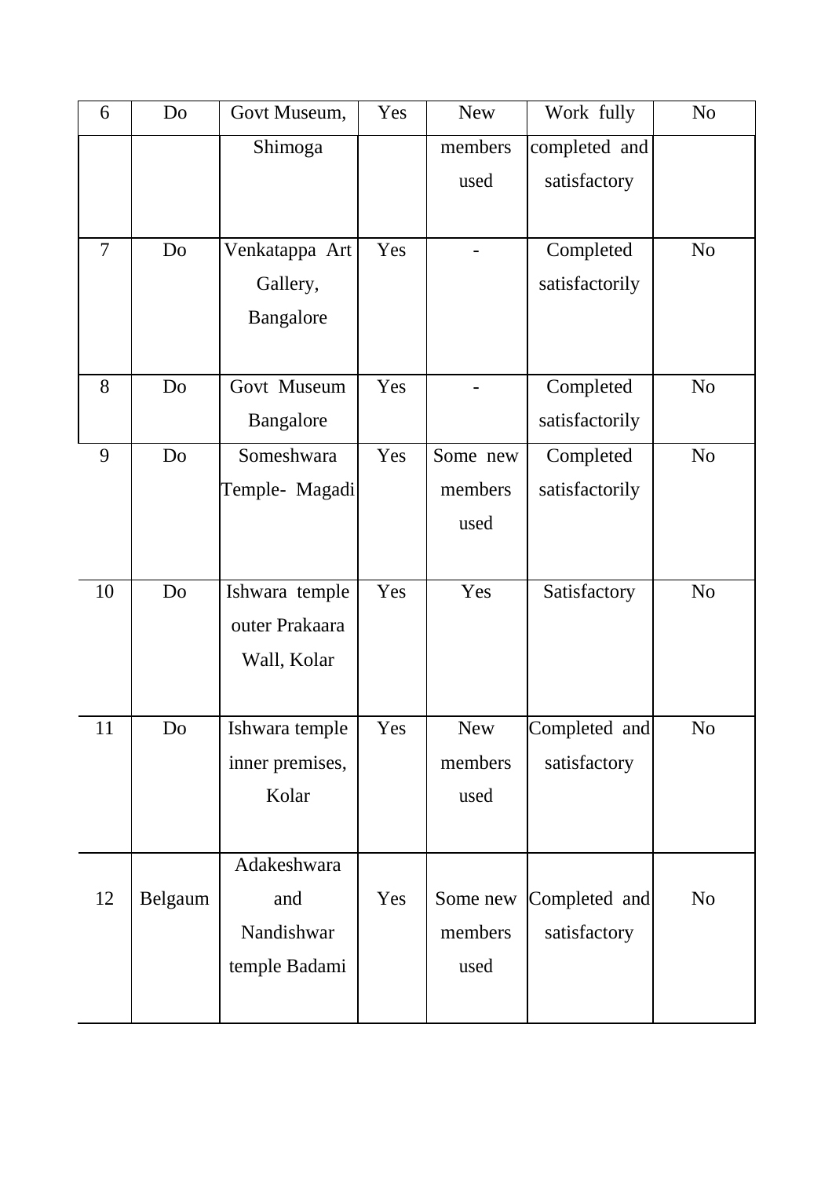| 6 | Do | Govt Museum, Shimoga | Yes | New members used | Work fully completed and satisfactory | No |
|---|---|---|---|---|---|---|
| 7 | Do | Venkatappa Art Gallery, Bangalore | Yes | - | Completed satisfactorily | No |
| 8 | Do | Govt Museum Bangalore | Yes | - | Completed satisfactorily | No |
| 9 | Do | Someshwara Temple- Magadi | Yes | Some new members used | Completed satisfactorily | No |
| 10 | Do | Ishwara temple outer Prakaara Wall, Kolar | Yes | Yes | Satisfactory | No |
| 11 | Do | Ishwara temple inner premises, Kolar | Yes | New members used | Completed and satisfactory | No |
| 12 | Belgaum | Adakeshwara and Nandishwar temple Badami | Yes | Some new members used | Completed and satisfactory | No |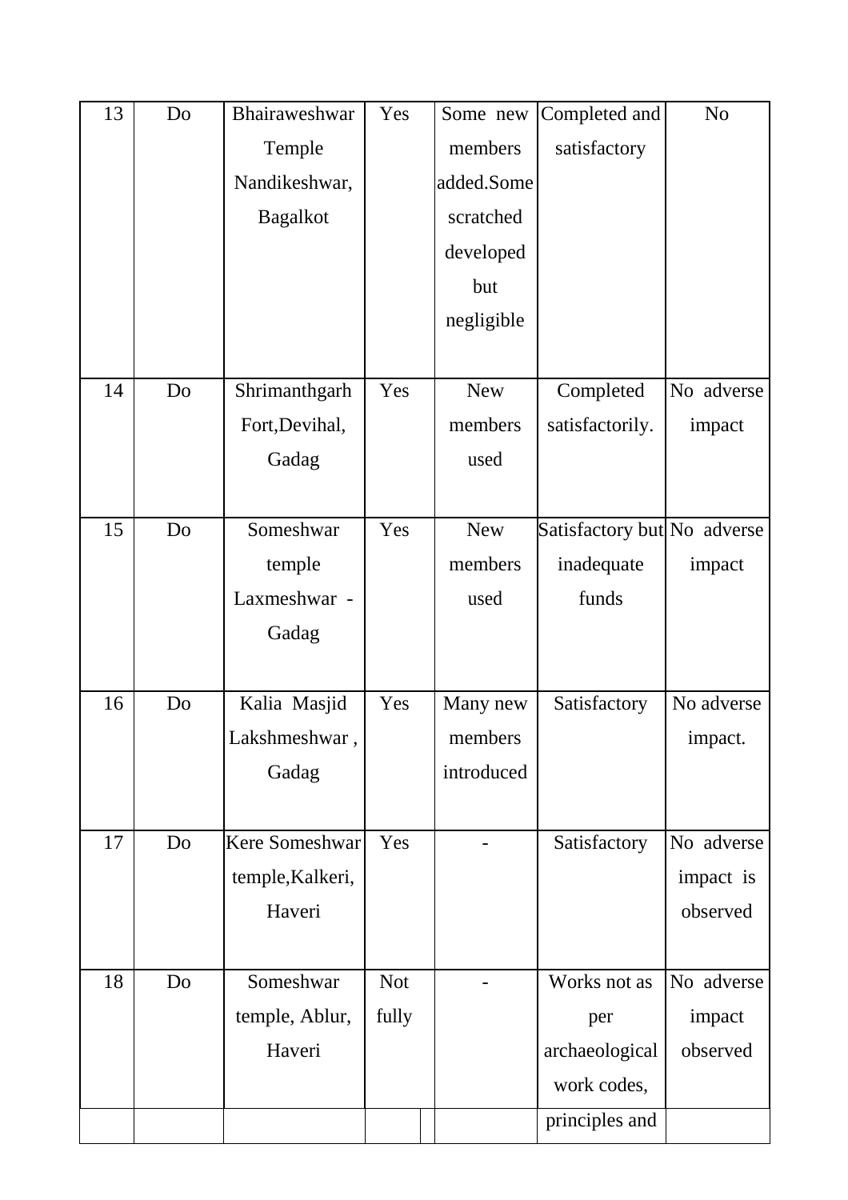| | | | | | | |
|---|---|---|---|---|---|---|
| 13 | Do | Bhairaweshwar Temple Nandikeshwar, Bagalkot | Yes | Some new members added.Some scratched developed but negligible | Completed and satisfactory | No |
| 14 | Do | Shrimanthgarh Fort,Devihal, Gadag | Yes | New members used | Completed satisfactorily. | No adverse impact |
| 15 | Do | Someshwar temple Laxmeshwar - Gadag | Yes | New members used | Satisfactory but inadequate funds | No adverse impact |
| 16 | Do | Kalia Masjid Lakshmeshwar , Gadag | Yes | Many new members introduced | Satisfactory | No adverse impact. |
| 17 | Do | Kere Someshwar temple,Kalkeri, Haveri | Yes | - | Satisfactory | No adverse impact is observed |
| 18 | Do | Someshwar temple, Ablur, Haveri | Not fully | - | Works not as per archaeological work codes, principles and | No adverse impact observed |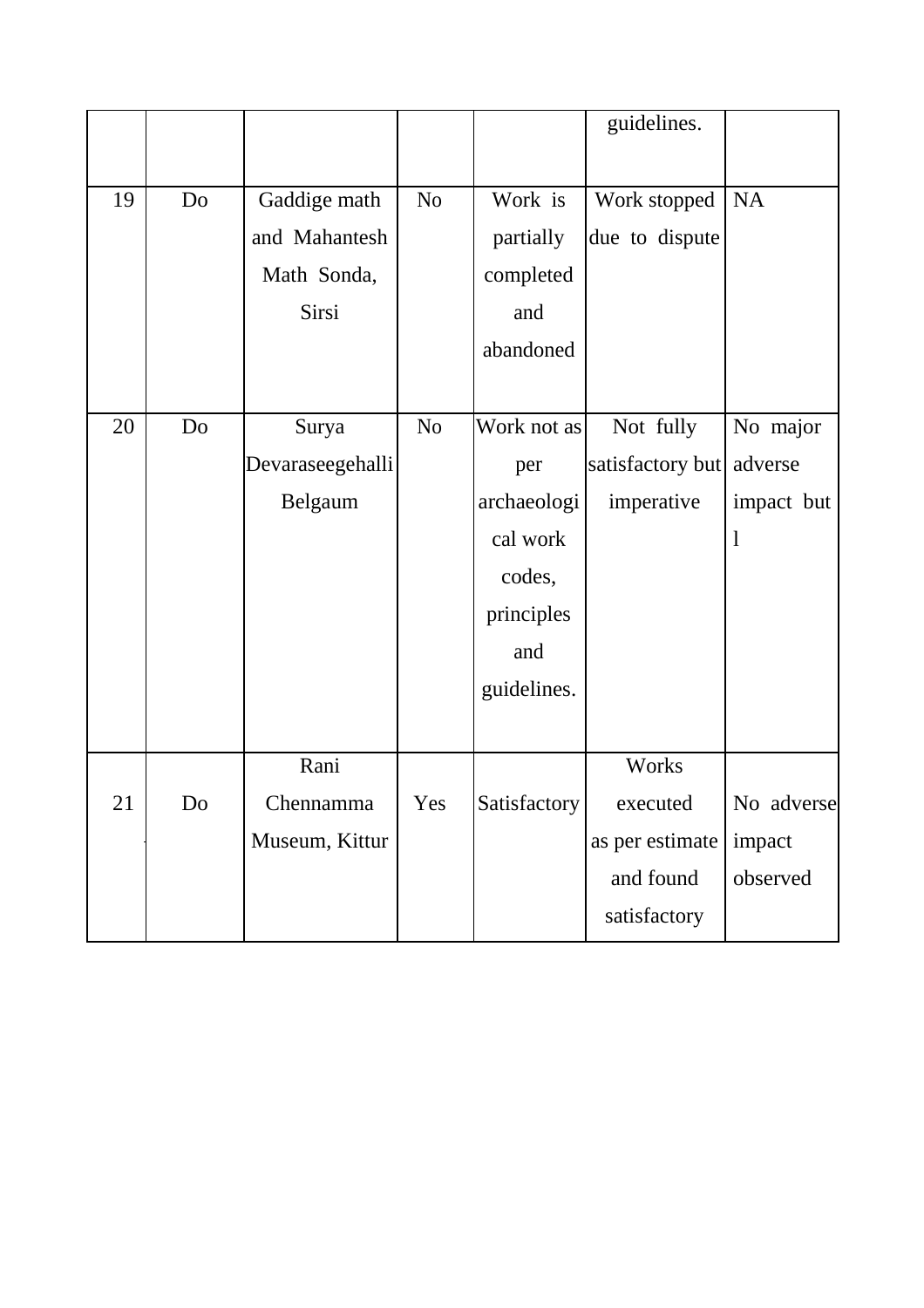| | | | | | | |
|---|---|---|---|---|---|---|
| | | | | | guidelines. | |
| 19 | Do | Gaddige math and Mahantesh Math Sonda, Sirsi | No | Work is partially completed and abandoned | Work stopped due to dispute | NA |
| 20 | Do | Surya Devaraseegehalli Belgaum | No | Work not as per archaeological work codes, principles and guidelines. | Not fully satisfactory but imperative | No major adverse impact but l |
| 21 | Do | Rani Chennamma Museum, Kittur | Yes | Satisfactory | Works executed as per estimate and found satisfactory | No adverse impact observed |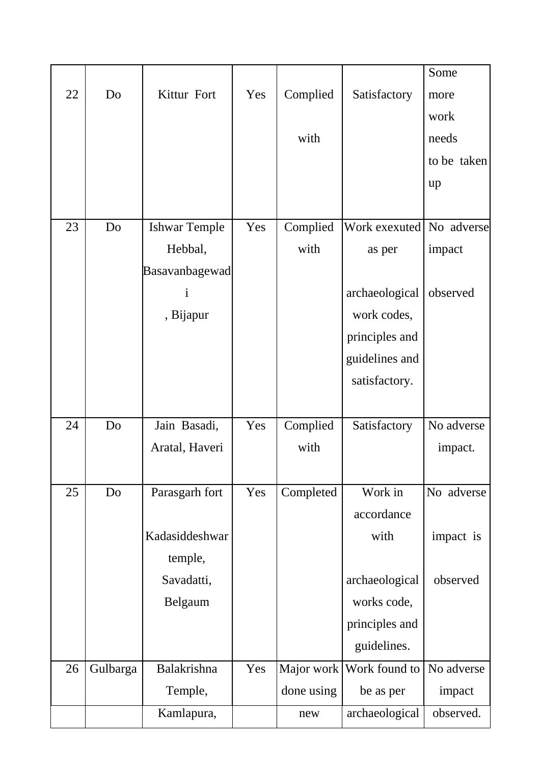| 22 | Do | Kittur Fort | Yes | Complied with | Satisfactory | Some more work needs to be taken up |
|---|---|---|---|---|---|---|
| 23 | Do | Ishwar Temple Hebbal, Basavanbagewadi , Bijapur | Yes | Complied with | Work exexuted as per archaeological work codes, principles and guidelines and satisfactory. | No adverse impact observed |
| 24 | Do | Jain Basadi, Aratal, Haveri | Yes | Complied with | Satisfactory | No adverse impact. |
| 25 | Do | Parasgarh fort Kadasiddeshwar temple, Savadatti, Belgaum | Yes | Completed | Work in accordance with archaeological works code, principles and guidelines. | No adverse impact is observed |
| 26 | Gulbarga | Balakrishna Temple, Kamlapura, | Yes | Major work done using new | Work found to be as per archaeological | No adverse impact observed. |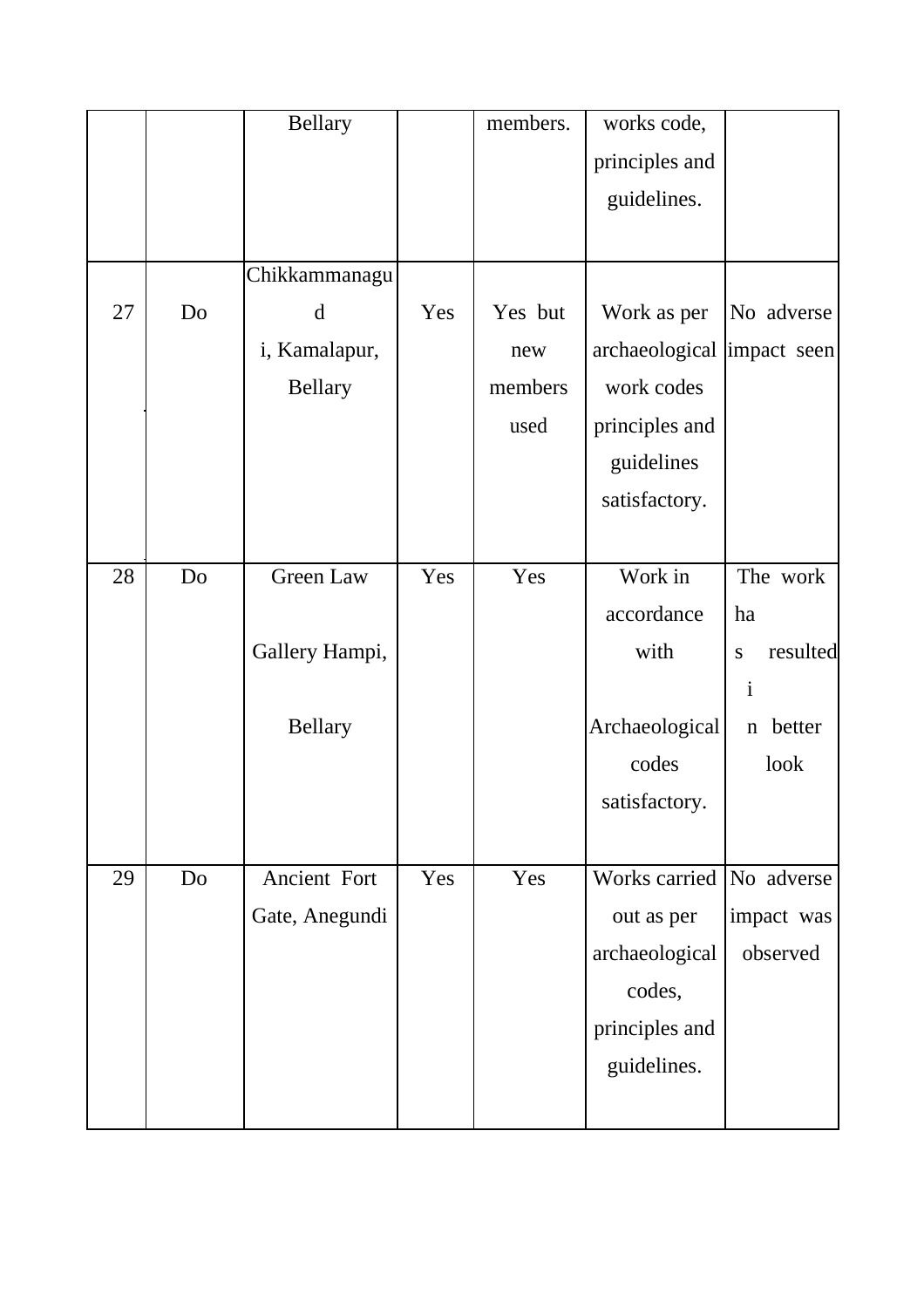| | | | | | | |
|---|---|---|---|---|---|---|
| | | Bellary | | members. | works code, principles and guidelines. | |
| 27 | Do | Chikkammanagudi, Kamalapur, Bellary | Yes | Yes but new members used | Work as per archaeological work codes principles and guidelines satisfactory. | No adverse impact seen |
| 28 | Do | Green Law Gallery Hampi, Bellary | Yes | Yes | Work in accordance with Archaeological codes satisfactory. | The work has resulted in better look |
| 29 | Do | Ancient Fort Gate, Anegundi | Yes | Yes | Works carried out as per archaeological codes, principles and guidelines. | No adverse impact was observed |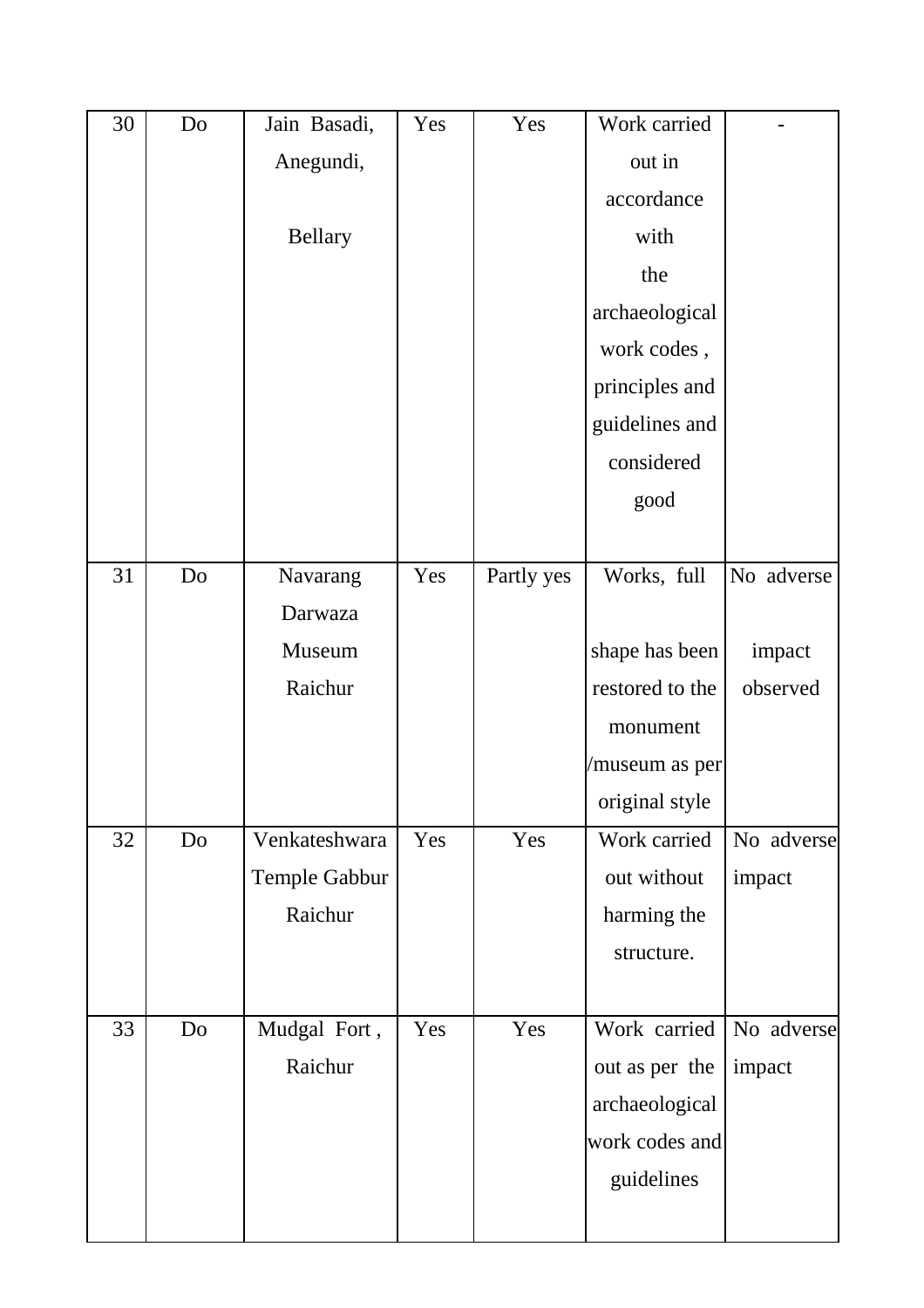| 30 | Do | Jain Basadi, Anegundi, Bellary | Yes | Yes | Work carried out in accordance with the archaeological work codes , principles and guidelines and considered good | - |
|---|---|---|---|---|---|---|
| 31 | Do | Navarang Darwaza Museum Raichur | Yes | Partly yes | Works, full shape has been restored to the monument /museum as per original style | No adverse impact observed |
| 32 | Do | Venkateshwara Temple Gabbur Raichur | Yes | Yes | Work carried out without harming the structure. | No adverse impact |
| 33 | Do | Mudgal Fort , Raichur | Yes | Yes | Work carried out as per the archaeological work codes and guidelines | No adverse impact |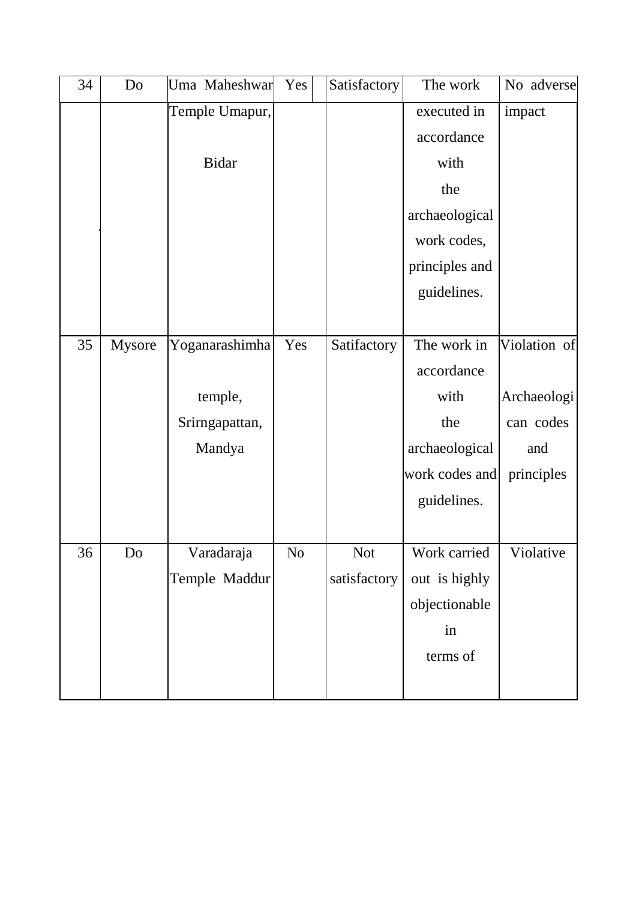| 34 | Do | Uma Maheshwar Temple Umapur, Bidar | Yes | Satisfactory | The work executed in accordance with the archaeological work codes, principles and guidelines. | No adverse impact |
|---|---|---|---|---|---|---|
| 35 | Mysore | Yoganarashimha temple, Srirngapattan, Mandya | Yes | Satifactory | The work in accordance with the archaeological work codes and guidelines. | Violation of Archaeologican codes and principles |
| 36 | Do | Varadaraja Temple Maddur | No | Not satisfactory | Work carried out is highly objectionable in terms of | Violative |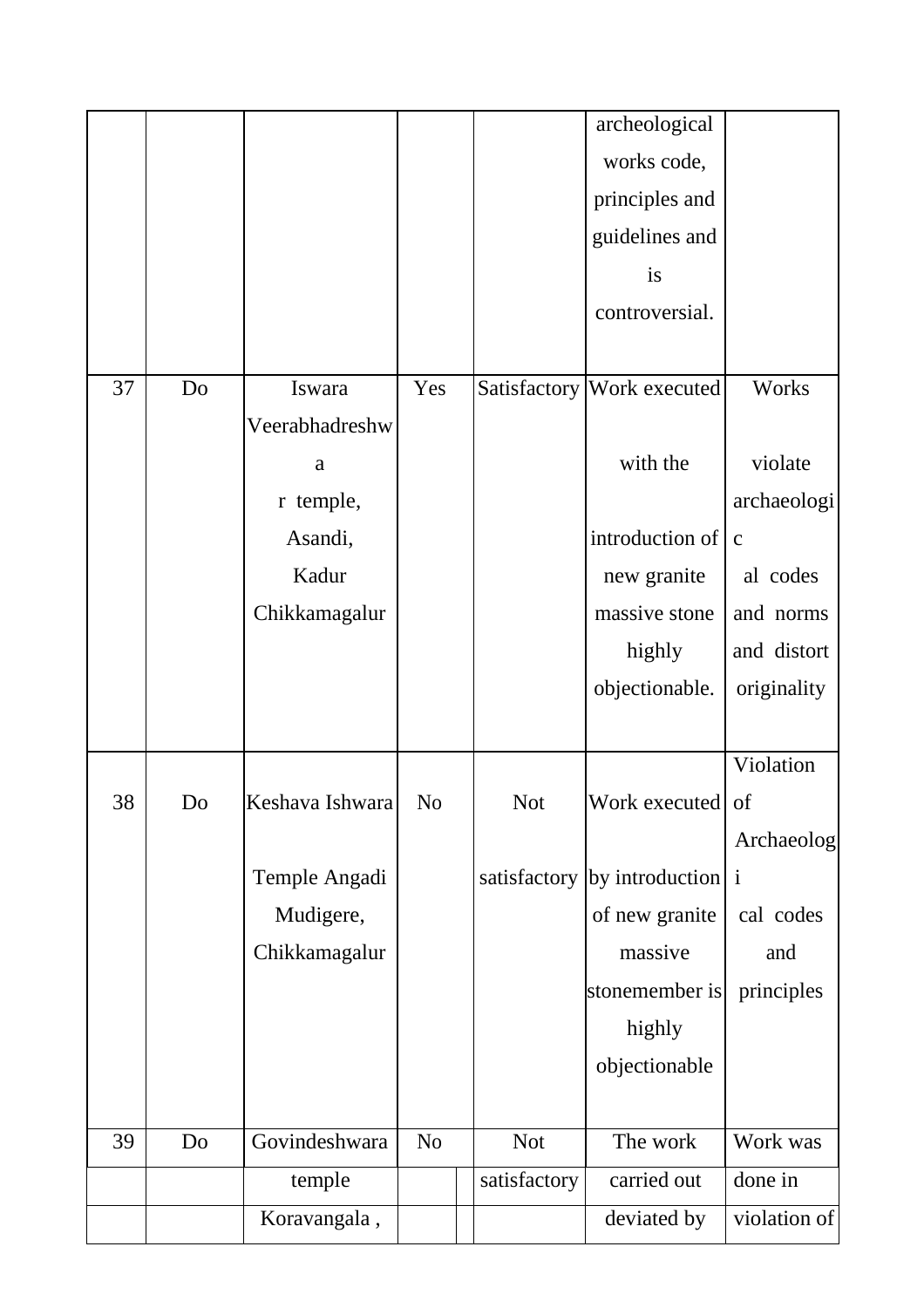| | | | | | | |
|---|---|---|---|---|---|---|
| | | | | | archeological works code, principles and guidelines and is controversial. | |
| 37 | Do | Iswara Veerabhadreshwar temple, Asandi, Kadur Chikkamagalur | Yes | Satisfactory | Work executed with the introduction of new granite massive stone highly objectionable. | Works violate archaeological codes and norms and distort originality |
| 38 | Do | Keshava Ishwara Temple Angadi Mudigere, Chikkamagalur | No | Not satisfactory | Work executed by introduction of new granite massive stonemember is highly objectionable | Violation of Archaeological codes and principles |
| 39 | Do | Govindeshwara temple Koravangala , | No | Not satisfactory | The work carried out deviated by | Work was done in violation of |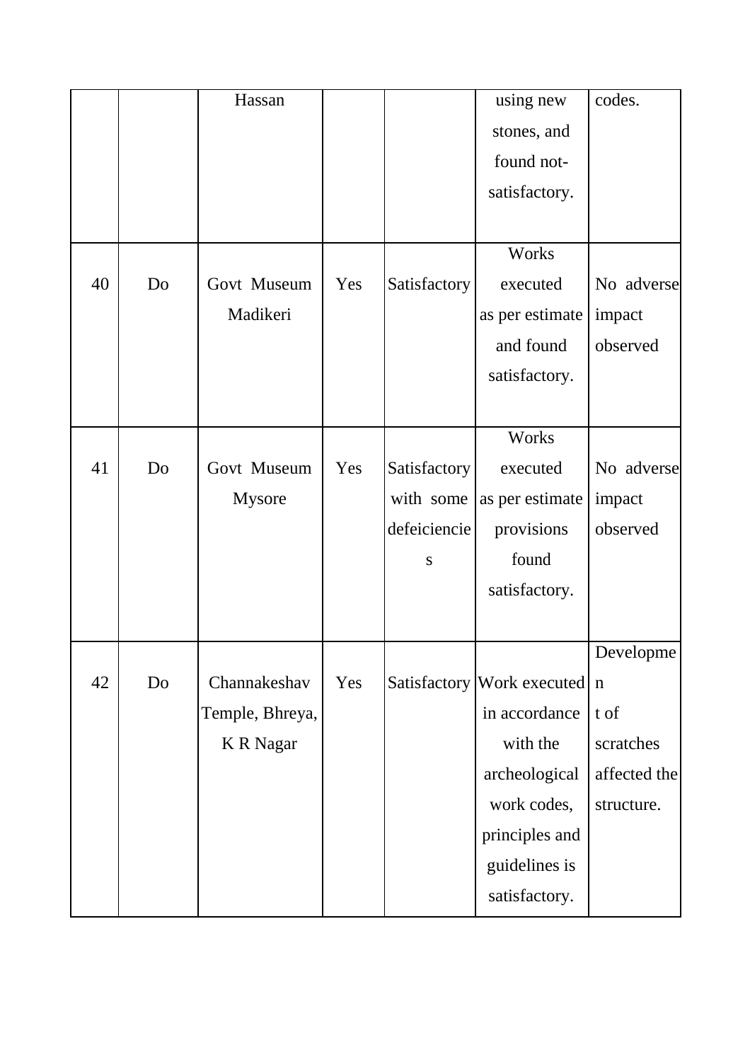| | | | | | | |
|---|---|---|---|---|---|---|
| | | Hassan | | | using new stones, and found not-satisfactory. | codes. |
| 40 | Do | Govt Museum Madikeri | Yes | Satisfactory | Works executed as per estimate and found satisfactory. | No adverse impact observed |
| 41 | Do | Govt Museum Mysore | Yes | Satisfactory with some defeiciencies | Works executed as per estimate provisions found satisfactory. | No adverse impact observed |
| 42 | Do | Channakeshav Temple, Bhreya, K R Nagar | Yes | Satisfactory | Work executed in accordance with the archeological work codes, principles and guidelines is satisfactory. | Developmen t of scratches affected the structure. |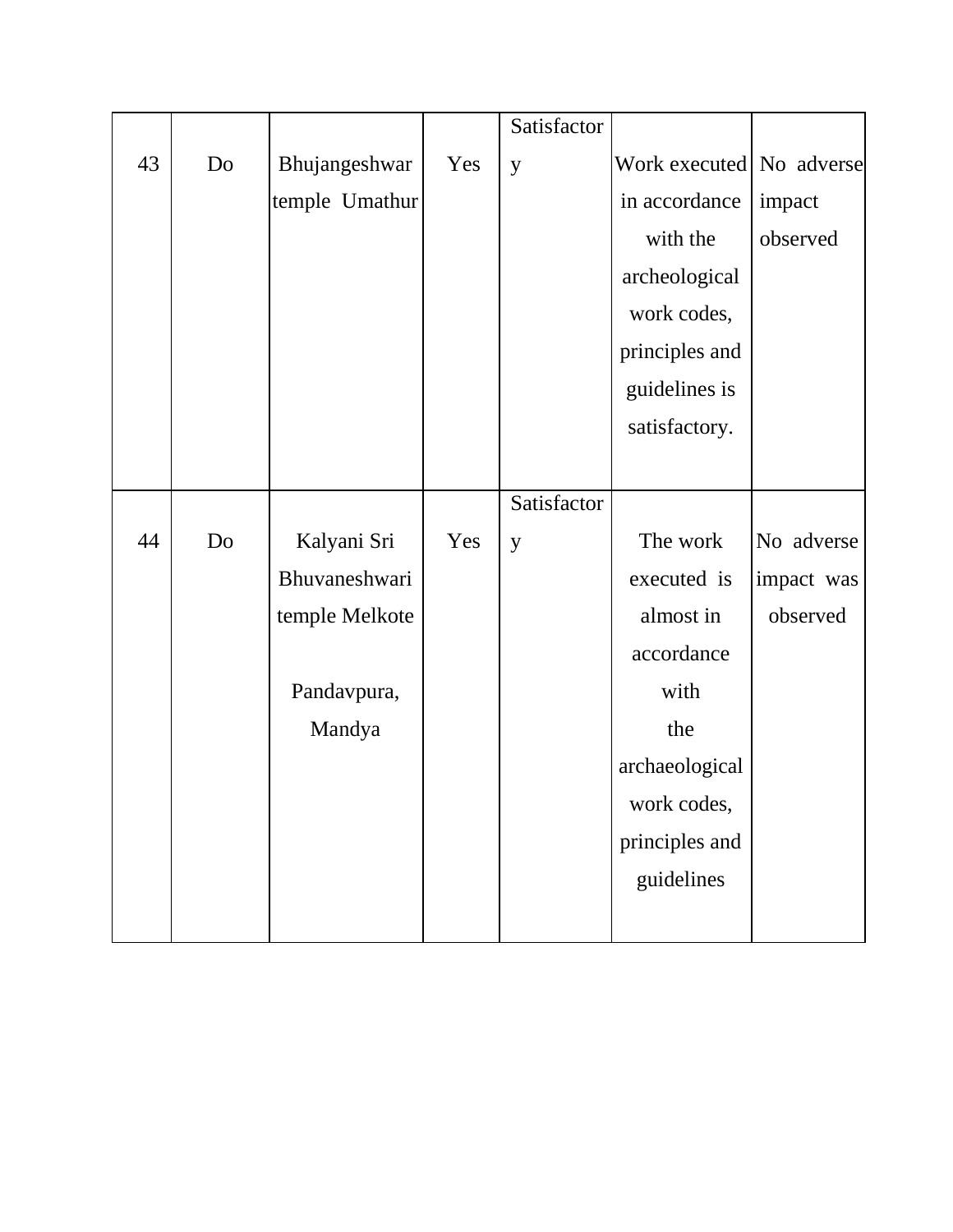| | | | | | | |
|---|---|---|---|---|---|---|
| 43 | Do | Bhujangeshwar temple Umathur | Yes | Satisfactory | Work executed in accordance with the archeological work codes, principles and guidelines is satisfactory. | No adverse impact observed |
| 44 | Do | Kalyani Sri Bhuvaneshwari temple Melkote Pandavpura, Mandya | Yes | Satisfactory | The work executed is almost in accordance with the archaeological work codes, principles and guidelines | No adverse impact was observed |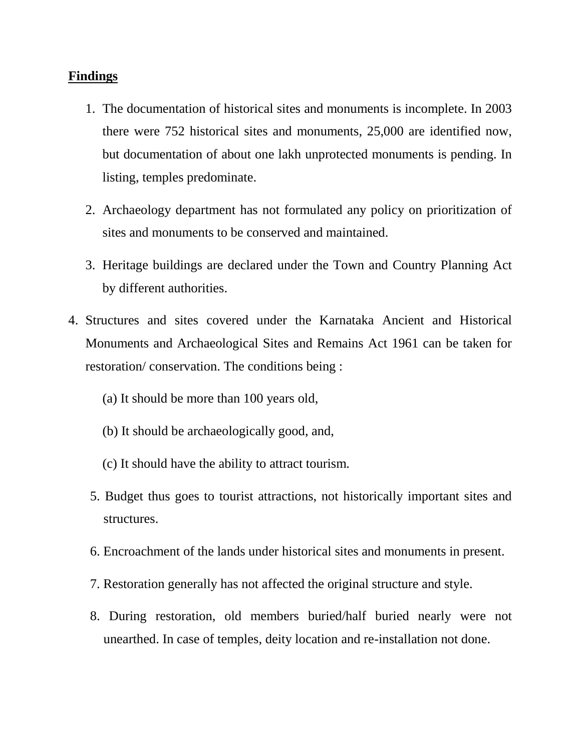**Findings**

1. The documentation of historical sites and monuments is incomplete. In 2003 there were 752 historical sites and monuments, 25,000 are identified now, but documentation of about one lakh unprotected monuments is pending. In listing, temples predominate.

2. Archaeology department has not formulated any policy on prioritization of sites and monuments to be conserved and maintained.

3. Heritage buildings are declared under the Town and Country Planning Act by different authorities.

4. Structures and sites covered under the Karnataka Ancient and Historical Monuments and Archaeological Sites and Remains Act 1961 can be taken for restoration/ conservation. The conditions being :

   (a) It should be more than 100 years old,

   (b) It should be archaeologically good, and,

   (c) It should have the ability to attract tourism.

5. Budget thus goes to tourist attractions, not historically important sites and structures.

6. Encroachment of the lands under historical sites and monuments in present.

7. Restoration generally has not affected the original structure and style.

8. During restoration, old members buried/half buried nearly were not unearthed. In case of temples, deity location and re-installation not done.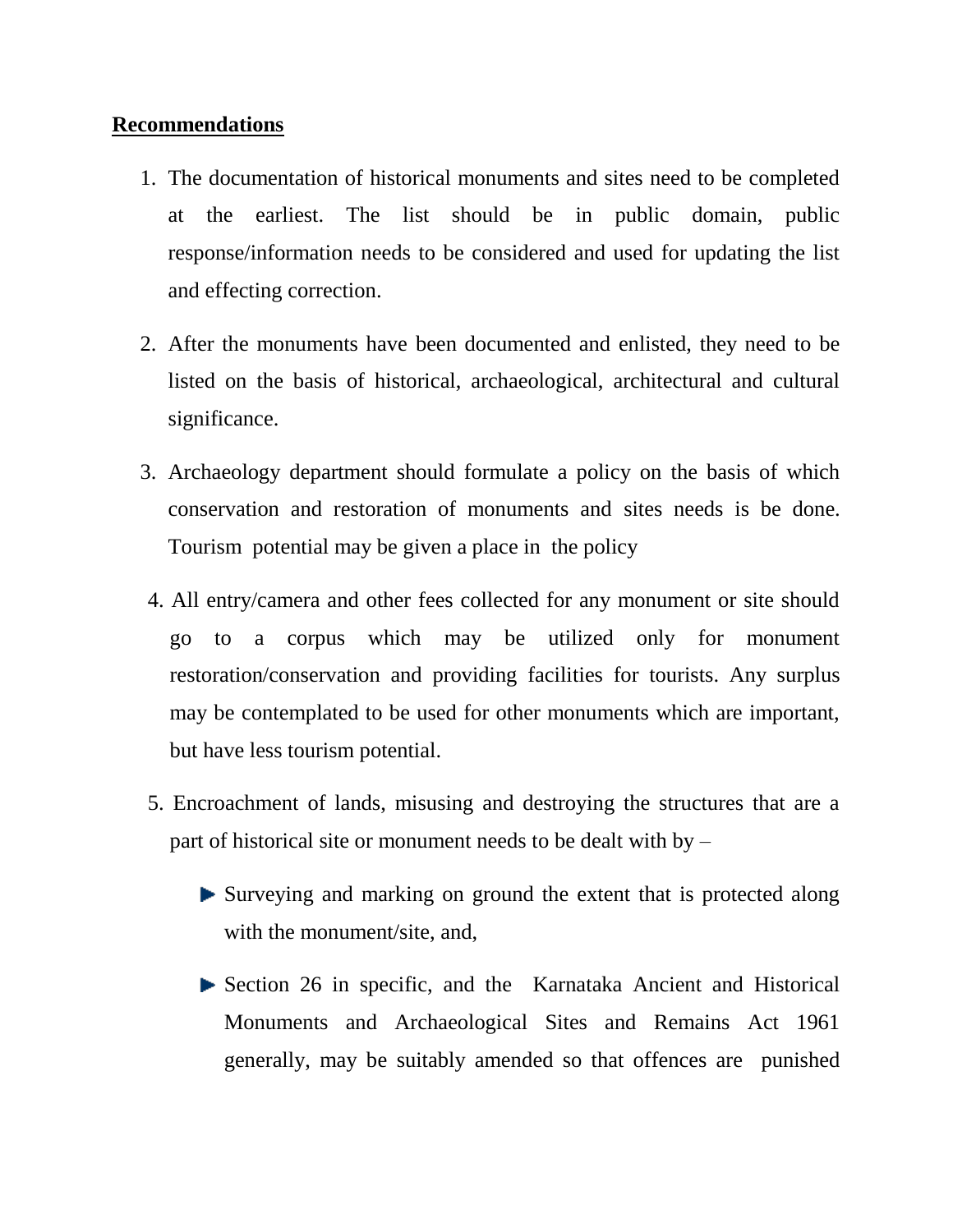**Recommendations**

1. The documentation of historical monuments and sites need to be completed at the earliest. The list should be in public domain, public response/information needs to be considered and used for updating the list and effecting correction.

2. After the monuments have been documented and enlisted, they need to be listed on the basis of historical, archaeological, architectural and cultural significance.

3. Archaeology department should formulate a policy on the basis of which conservation and restoration of monuments and sites needs is be done. Tourism potential may be given a place in the policy

4. All entry/camera and other fees collected for any monument or site should go to a corpus which may be utilized only for monument restoration/conservation and providing facilities for tourists. Any surplus may be contemplated to be used for other monuments which are important, but have less tourism potential.

5. Encroachment of lands, misusing and destroying the structures that are a part of historical site or monument needs to be dealt with by –

   - Surveying and marking on ground the extent that is protected along with the monument/site, and,

   - Section 26 in specific, and the Karnataka Ancient and Historical Monuments and Archaeological Sites and Remains Act 1961 generally, may be suitably amended so that offences are punished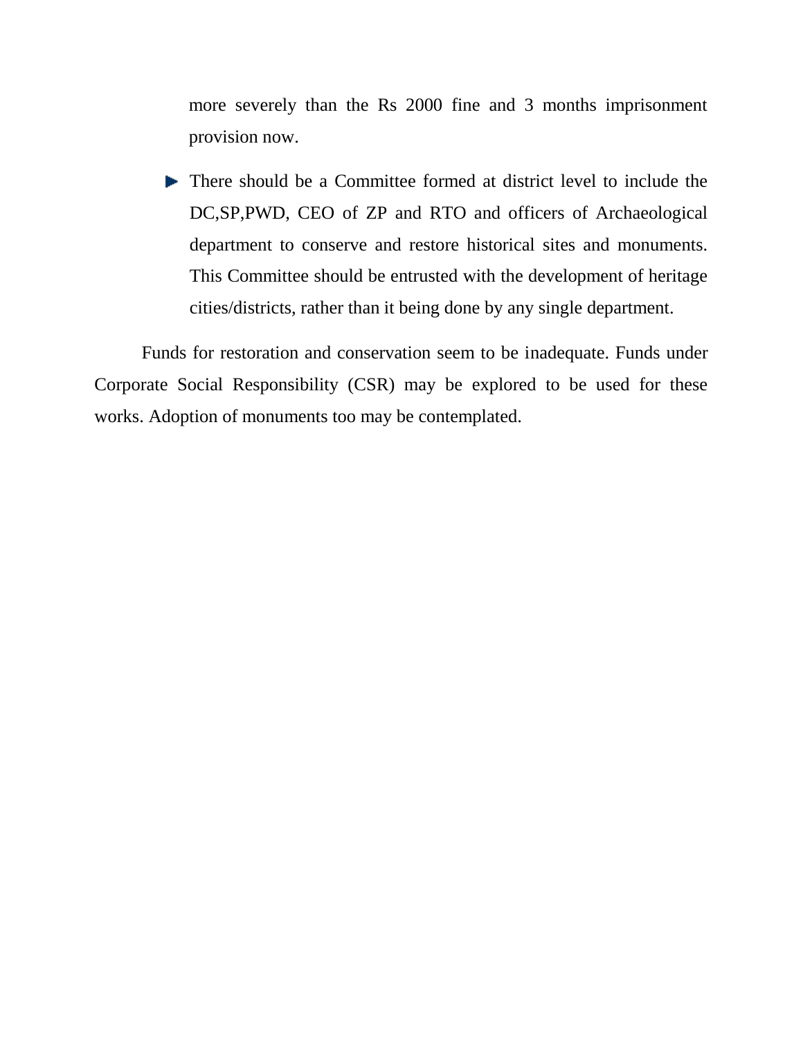more severely than the Rs 2000 fine and 3 months imprisonment provision now.

- There should be a Committee formed at district level to include the DC,SP,PWD, CEO of ZP and RTO and officers of Archaeological department to conserve and restore historical sites and monuments. This Committee should be entrusted with the development of heritage cities/districts, rather than it being done by any single department.

Funds for restoration and conservation seem to be inadequate. Funds under Corporate Social Responsibility (CSR) may be explored to be used for these works. Adoption of monuments too may be contemplated.